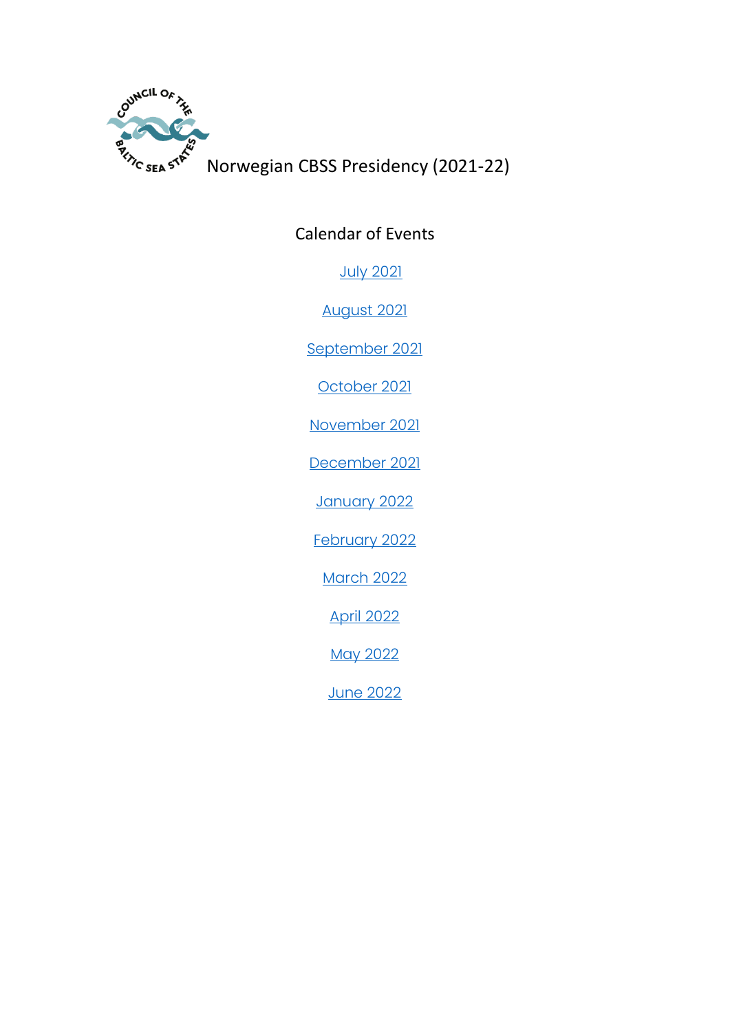# Norwegian CBSS Presidency (2021-22)

## Calendar of Events

July 2021

August 2021

September 2021

October 2021

November 2021

December 2021

January 2022

February 2022

March 2022

April 2022

May 2022

June 2022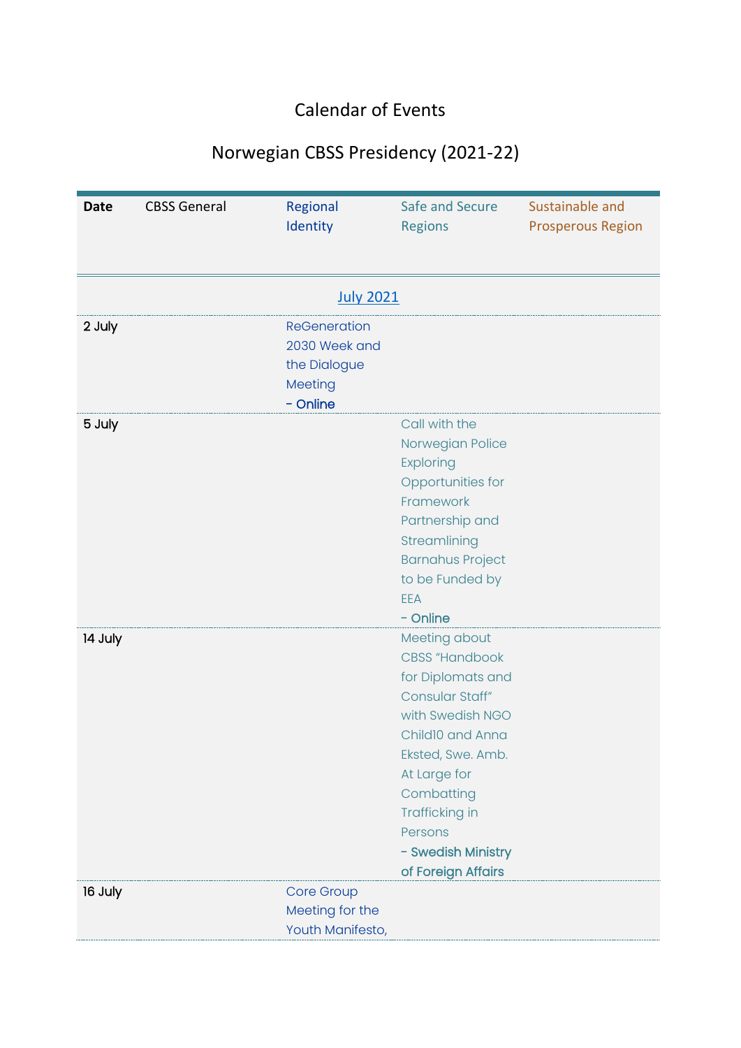# Calendar of Events

## Norwegian CBSS Presidency (2021-22)

| Date | CBSS General | Regional Identity | Safe and Secure Regions | Sustainable and Prosperous Region |
|---|---|---|---|---|
| | | July 2021 | | |
| 2 July | | ReGeneration 2030 Week and the Dialogue Meeting - Online | | |
| 5 July | | | Call with the Norwegian Police Exploring Opportunities for Framework Partnership and Streamlining Barnahus Project to be Funded by EEA - Online | |
| 14 July | | | Meeting about CBSS "Handbook for Diplomats and Consular Staff" with Swedish NGO Child10 and Anna Eksted, Swe. Amb. At Large for Combatting Trafficking in Persons - Swedish Ministry of Foreign Affairs | |
| 16 July | | Core Group Meeting for the Youth Manifesto, | | |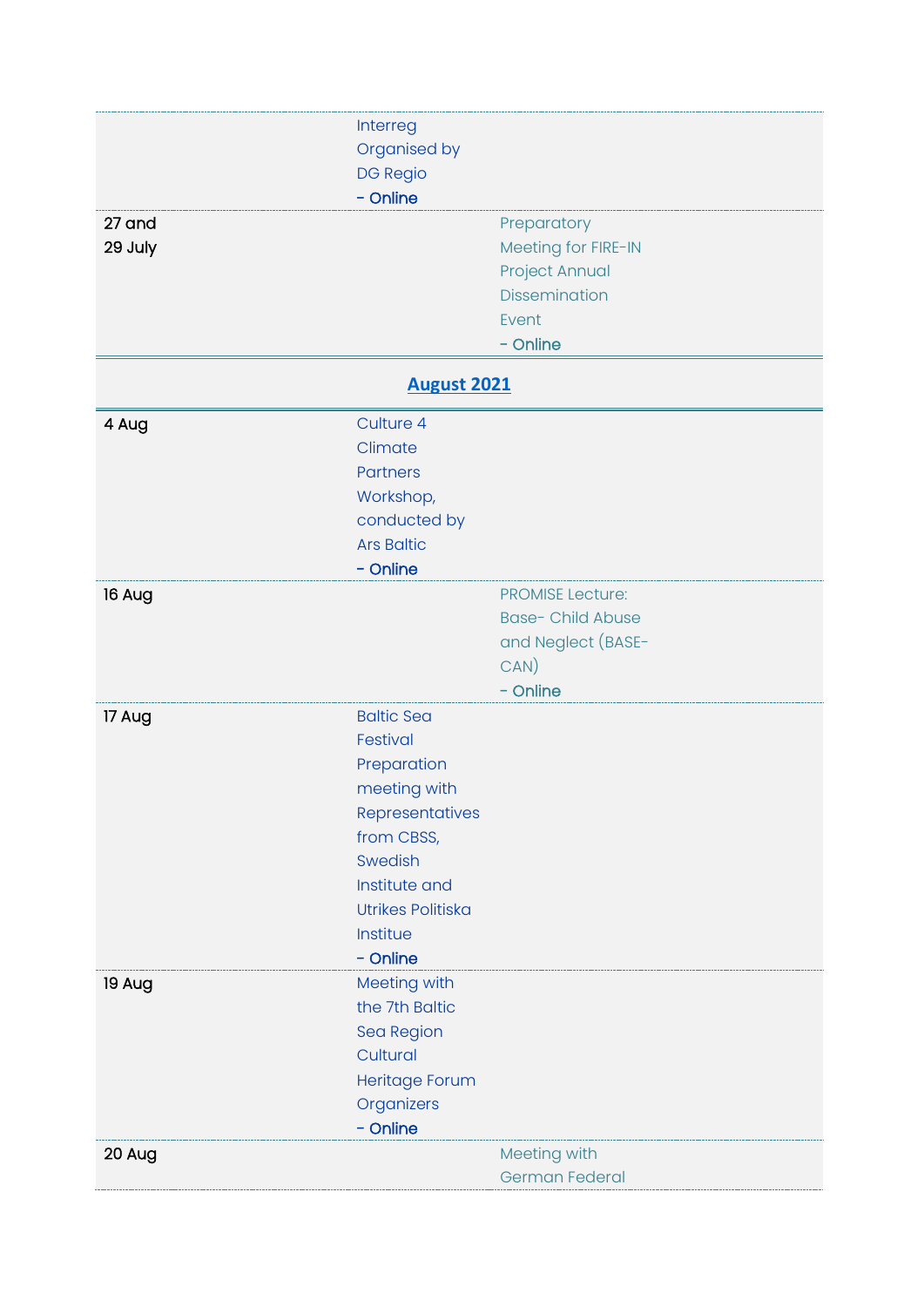| | | |
|---|---|---|
| | Interreg Organised by DG Regio - **Online** | |
| 27 and 29 July | | Preparatory Meeting for FIRE-IN Project Annual Dissemination Event - **Online** |

**August 2021**

| | | |
|---|---|---|
| 4 Aug | Culture 4 Climate Partners Workshop, conducted by Ars Baltic - **Online** | |
| 16 Aug | | PROMISE Lecture: Base- Child Abuse and Neglect (BASE-CAN) - **Online** |
| 17 Aug | Baltic Sea Festival Preparation meeting with Representatives from CBSS, Swedish Institute and Utrikes Politiska Institue - **Online** | |
| 19 Aug | Meeting with the 7th Baltic Sea Region Cultural Heritage Forum Organizers - **Online** | |
| 20 Aug | | Meeting with German Federal |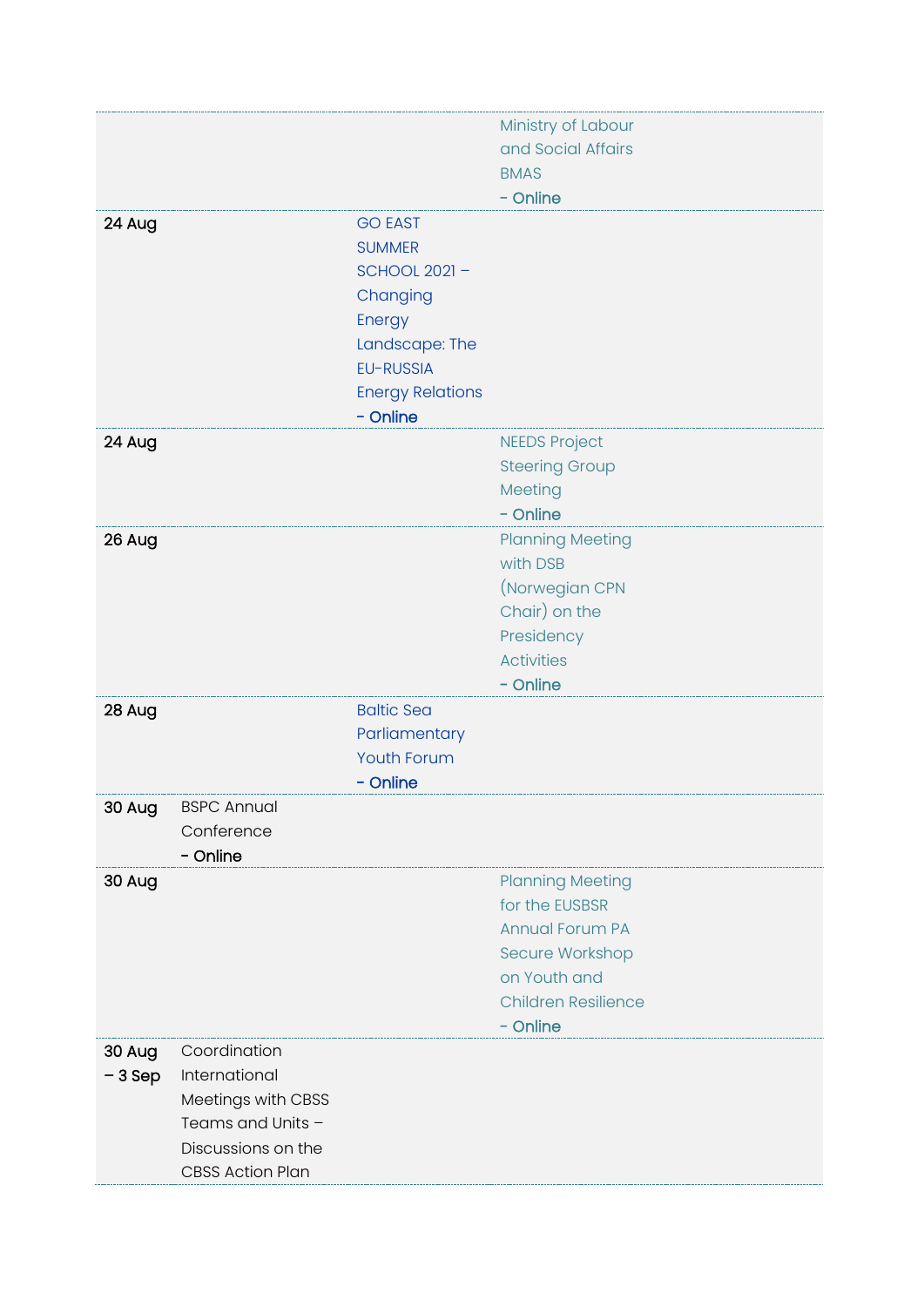| | | | |
|---|---|---|---|
| | | | Ministry of Labour and Social Affairs BMAS - **Online** |
| **24 Aug** | | GO EAST SUMMER SCHOOL 2021 – Changing Energy Landscape: The EU-RUSSIA Energy Relations - **Online** | |
| **24 Aug** | | | NEEDS Project Steering Group Meeting - **Online** |
| **26 Aug** | | | Planning Meeting with DSB (Norwegian CPN Chair) on the Presidency Activities - **Online** |
| **28 Aug** | | Baltic Sea Parliamentary Youth Forum - **Online** | |
| **30 Aug** | BSPC Annual Conference - **Online** | | |
| **30 Aug** | | | Planning Meeting for the EUSBSR Annual Forum PA Secure Workshop on Youth and Children Resilience - **Online** |
| **30 Aug – 3 Sep** | Coordination International Meetings with CBSS Teams and Units – Discussions on the CBSS Action Plan | | |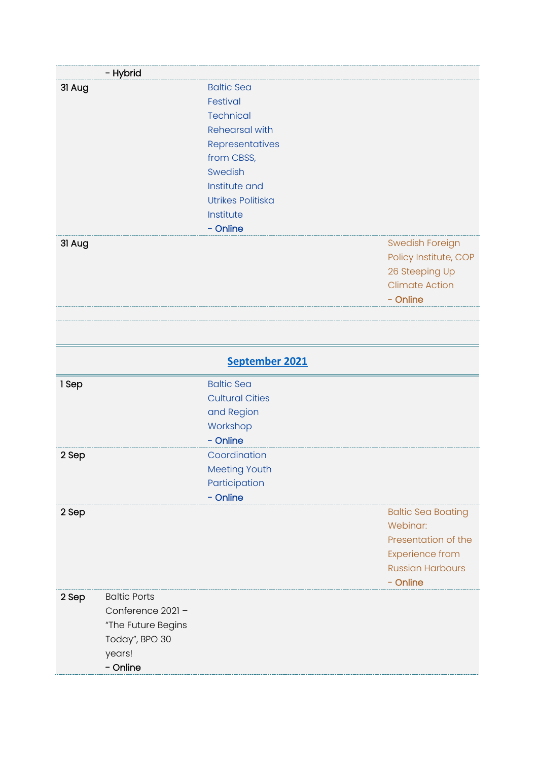| | - Hybrid | | | |
|---|---|---|---|---|
| 31 Aug | | Baltic Sea Festival Technical Rehearsal with Representatives from CBSS, Swedish Institute and Utrikes Politiska Institute - Online | | |
| 31 Aug | | | | Swedish Foreign Policy Institute, COP 26 Steeping Up Climate Action - Online |
| | | | | |

## September 2021

| | | | | |
|---|---|---|---|---|
| 1 Sep | | Baltic Sea Cultural Cities and Region Workshop - Online | | |
| 2 Sep | | Coordination Meeting Youth Participation - Online | | |
| 2 Sep | | | | Baltic Sea Boating Webinar: Presentation of the Experience from Russian Harbours - Online |
| 2 Sep | Baltic Ports Conference 2021 – "The Future Begins Today", BPO 30 years! - Online | | | |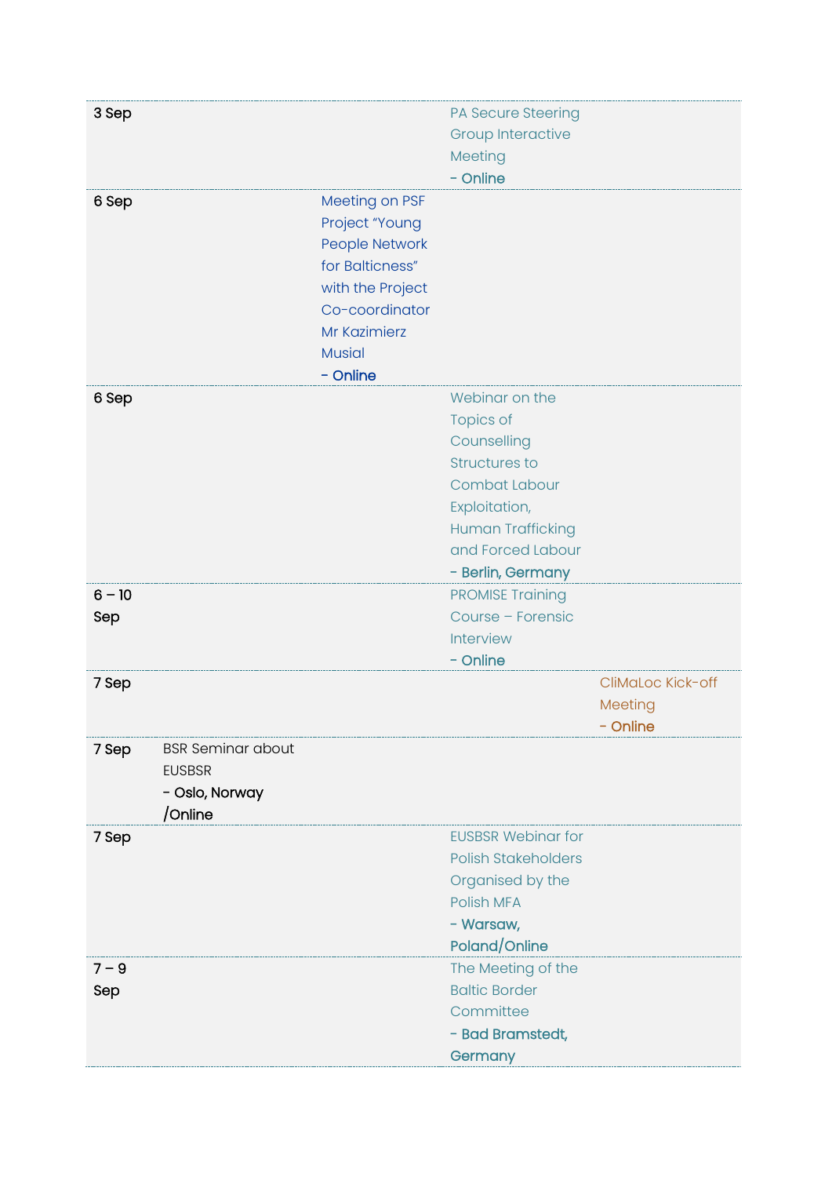| | | | | |
|---|---|---|---|---|
| 3 Sep | | | PA Secure Steering Group Interactive Meeting **- Online** | |
| 6 Sep | | Meeting on PSF Project "Young People Network for Balticness" with the Project Co-coordinator Mr Kazimierz Musial **- Online** | | |
| 6 Sep | | | Webinar on the Topics of Counselling Structures to Combat Labour Exploitation, Human Trafficking and Forced Labour **- Berlin, Germany** | |
| 6 – 10 Sep | | | PROMISE Training Course – Forensic Interview **- Online** | |
| 7 Sep | | | | CliMaLoc Kick-off Meeting **- Online** |
| 7 Sep | BSR Seminar about EUSBSR **- Oslo, Norway /Online** | | | |
| 7 Sep | | | EUSBSR Webinar for Polish Stakeholders Organised by the Polish MFA **- Warsaw, Poland/Online** | |
| 7 – 9 Sep | | | The Meeting of the Baltic Border Committee **- Bad Bramstedt, Germany** | |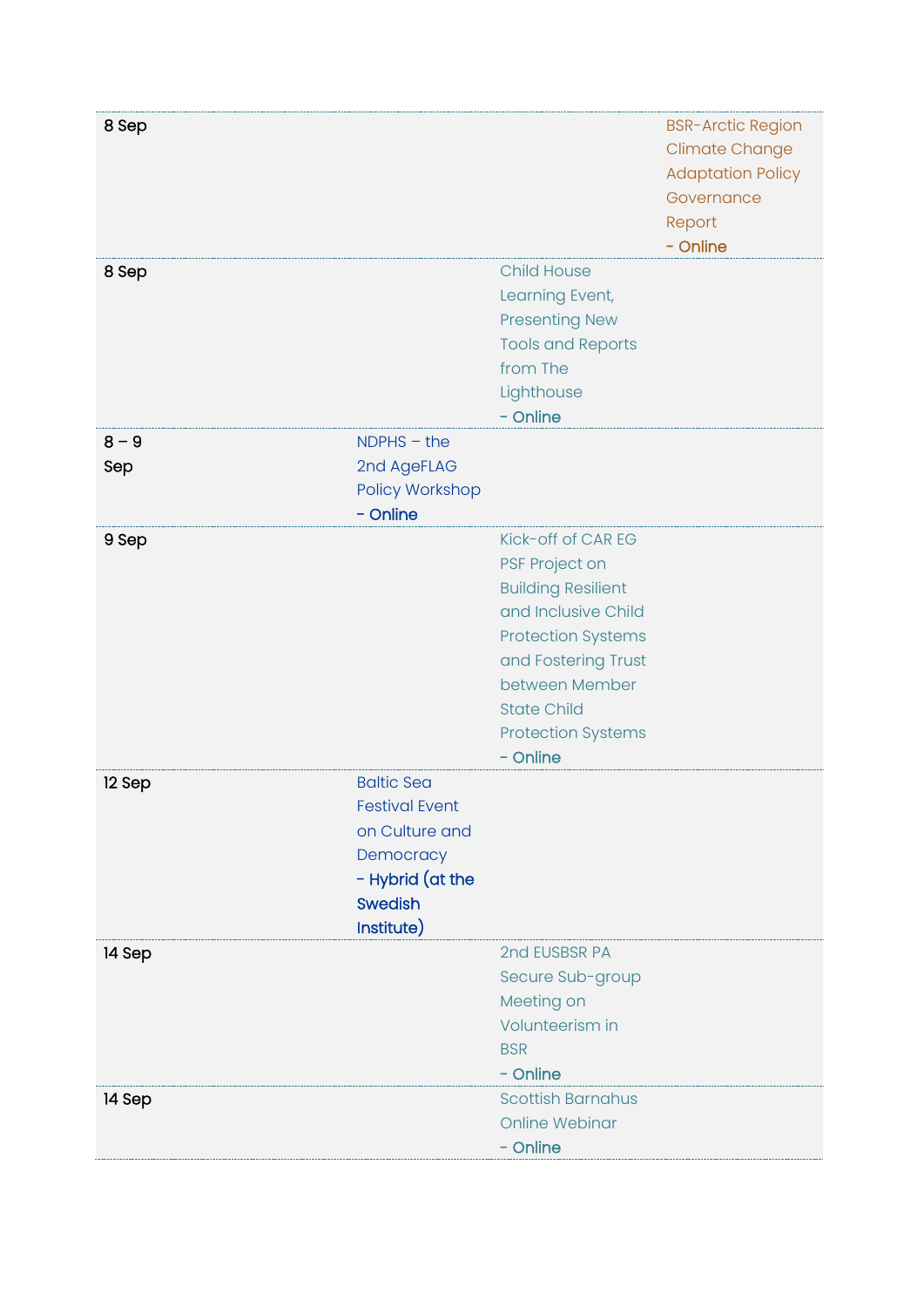| | | | |
|---|---|---|---|
| 8 Sep | | | BSR-Arctic Region Climate Change Adaptation Policy Governance Report **- Online** |
| 8 Sep | | Child House Learning Event, Presenting New Tools and Reports from The Lighthouse **- Online** | |
| 8 – 9 Sep | NDPHS – the 2nd AgeFLAG Policy Workshop **- Online** | | |
| 9 Sep | | Kick-off of CAR EG PSF Project on Building Resilient and Inclusive Child Protection Systems and Fostering Trust between Member State Child Protection Systems **- Online** | |
| 12 Sep | Baltic Sea Festival Event on Culture and Democracy **- Hybrid (at the Swedish Institute)** | | |
| 14 Sep | | 2nd EUSBSR PA Secure Sub-group Meeting on Volunteerism in BSR **- Online** | |
| 14 Sep | | Scottish Barnahus Online Webinar **- Online** | |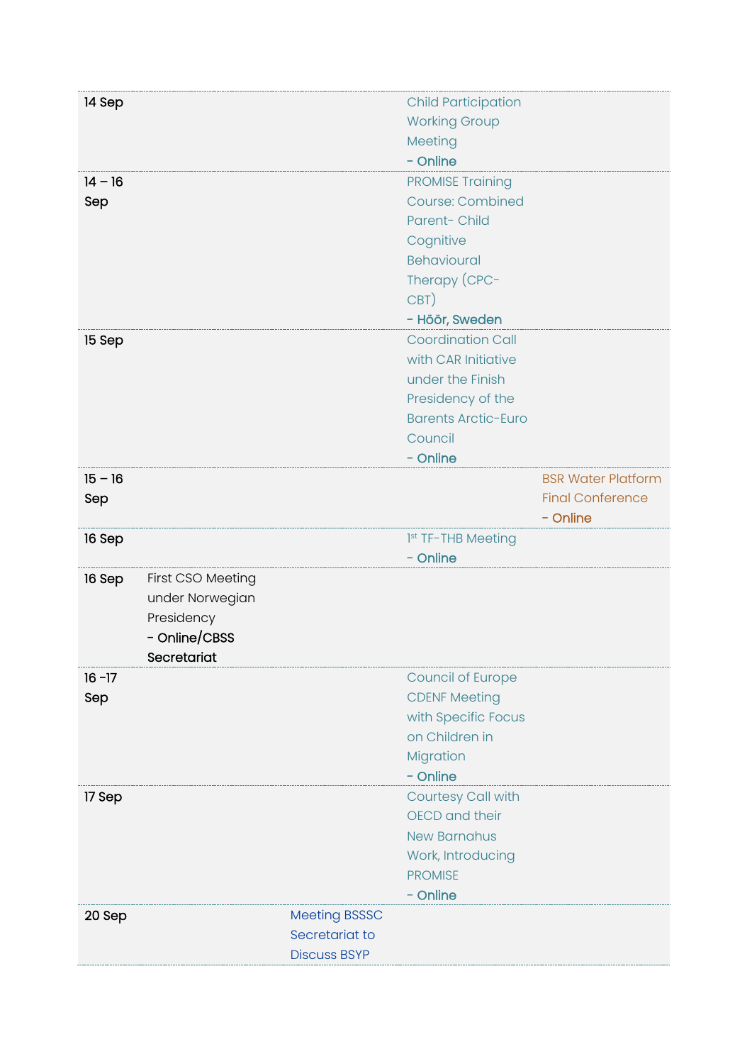| | | | | |
|---|---|---|---|---|
| 14 Sep | | | Child Participation Working Group Meeting **- Online** | |
| 14 – 16 Sep | | | PROMISE Training Course: Combined Parent- Child Cognitive Behavioural Therapy (CPC-CBT) **- Höör, Sweden** | |
| 15 Sep | | | Coordination Call with CAR Initiative under the Finish Presidency of the Barents Arctic-Euro Council **- Online** | |
| 15 – 16 Sep | | | | BSR Water Platform Final Conference **- Online** |
| 16 Sep | | | 1st TF-THB Meeting **- Online** | |
| 16 Sep | First CSO Meeting under Norwegian Presidency **- Online/CBSS Secretariat** | | | |
| 16 -17 Sep | | | Council of Europe CDENF Meeting with Specific Focus on Children in Migration **- Online** | |
| 17 Sep | | | Courtesy Call with OECD and their New Barnahus Work, Introducing PROMISE **- Online** | |
| 20 Sep | | Meeting BSSSC Secretariat to Discuss BSYP | | |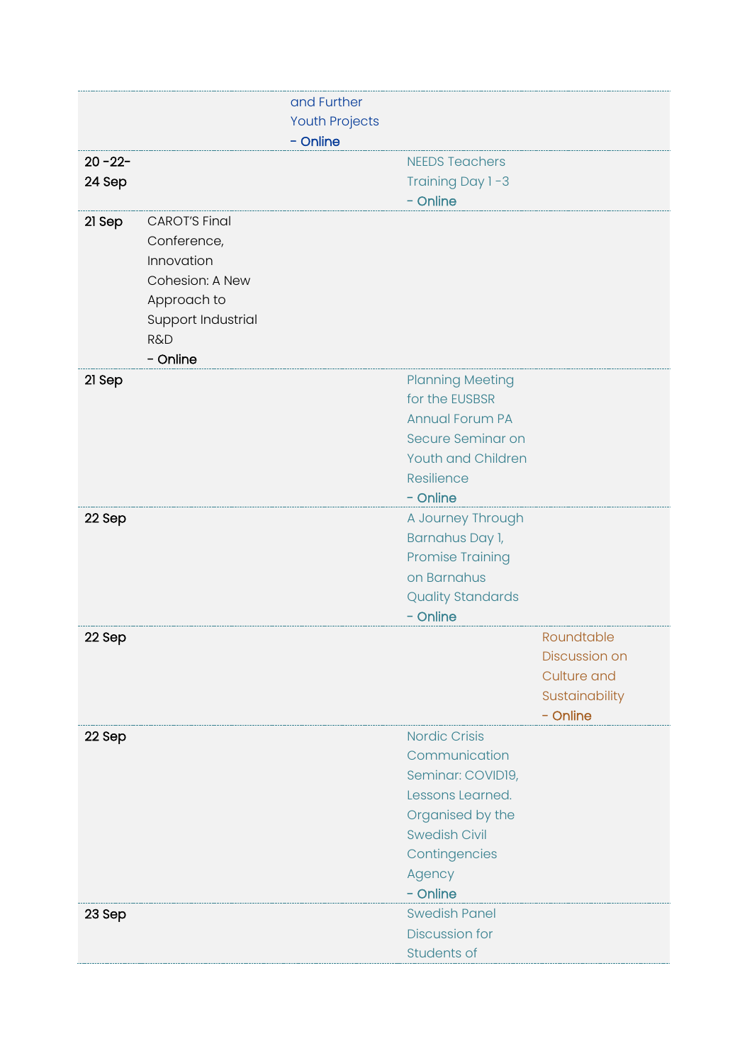|  |  |  |  |  |
|---|---|---|---|---|
|  |  | and Further Youth Projects - **Online** |  |  |
| **20 -22-24 Sep** |  |  | NEEDS Teachers Training Day 1 -3 - **Online** |  |
| **21 Sep** | CAROT'S Final Conference, Innovation Cohesion: A New Approach to Support Industrial R&D - **Online** |  |  |  |
| **21 Sep** |  |  | Planning Meeting for the EUSBSR Annual Forum PA Secure Seminar on Youth and Children Resilience - **Online** |  |
| **22 Sep** |  |  | A Journey Through Barnahus Day 1, Promise Training on Barnahus Quality Standards - **Online** |  |
| **22 Sep** |  |  |  | Roundtable Discussion on Culture and Sustainability - **Online** |
| **22 Sep** |  |  | Nordic Crisis Communication Seminar: COVID19, Lessons Learned. Organised by the Swedish Civil Contingencies Agency - **Online** |  |
| **23 Sep** |  |  | Swedish Panel Discussion for Students of |  |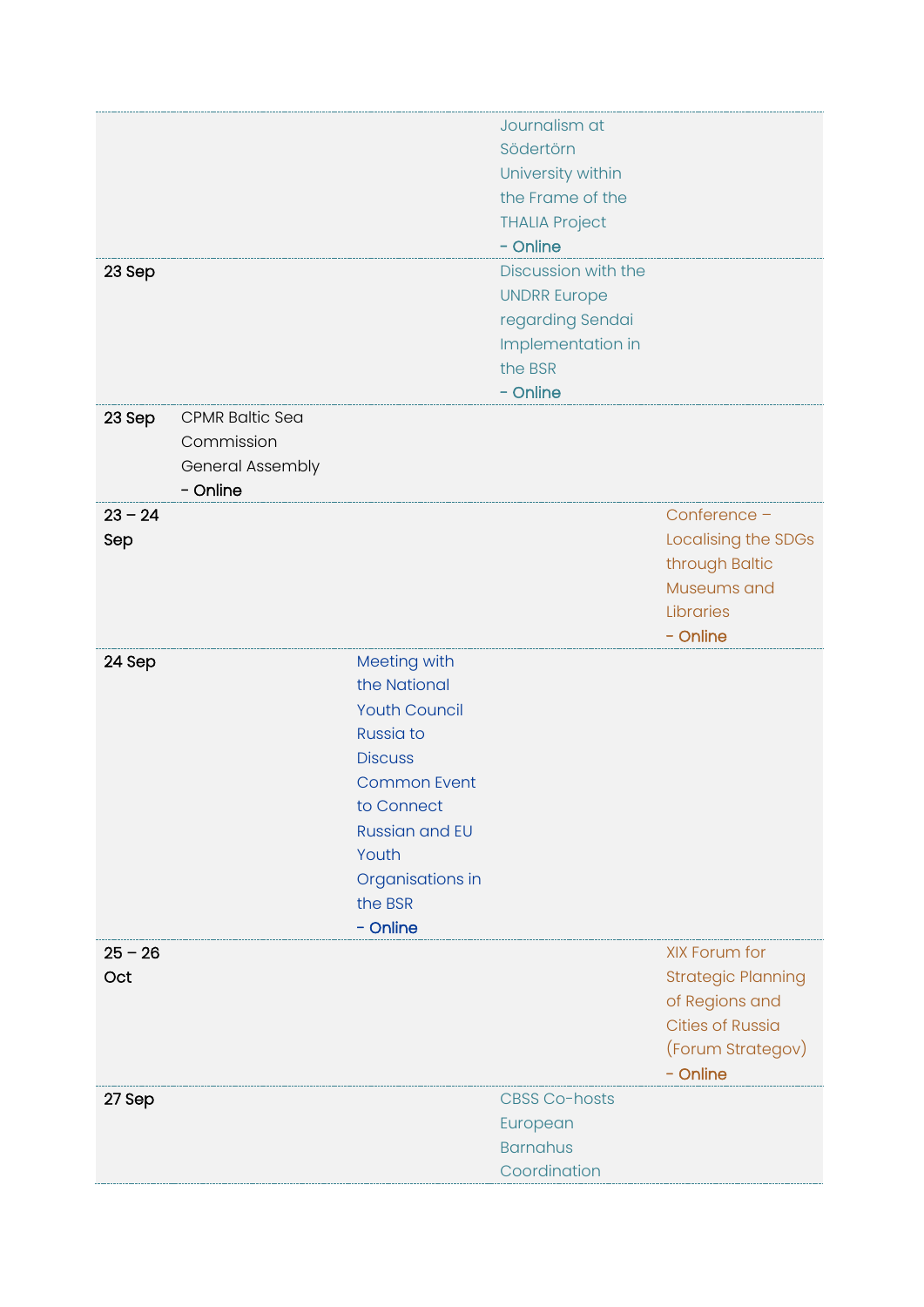|  |  |  |  |  |
|---|---|---|---|---|
|  |  |  | Journalism at Södertörn University within the Frame of the THALIA Project<br>- **Online** |  |
| 23 Sep |  |  | Discussion with the UNDRR Europe regarding Sendai Implementation in the BSR<br>- **Online** |  |
| 23 Sep | CPMR Baltic Sea Commission General Assembly<br>- **Online** |  |  |  |
| 23 – 24 Sep |  |  |  | Conference – Localising the SDGs through Baltic Museums and Libraries<br>- **Online** |
| 24 Sep |  | Meeting with the National Youth Council Russia to Discuss Common Event to Connect Russian and EU Youth Organisations in the BSR<br>- **Online** |  |  |
| 25 – 26 Oct |  |  |  | XIX Forum for Strategic Planning of Regions and Cities of Russia (Forum Strategov)<br>- **Online** |
| 27 Sep |  |  | CBSS Co-hosts European Barnahus Coordination |  |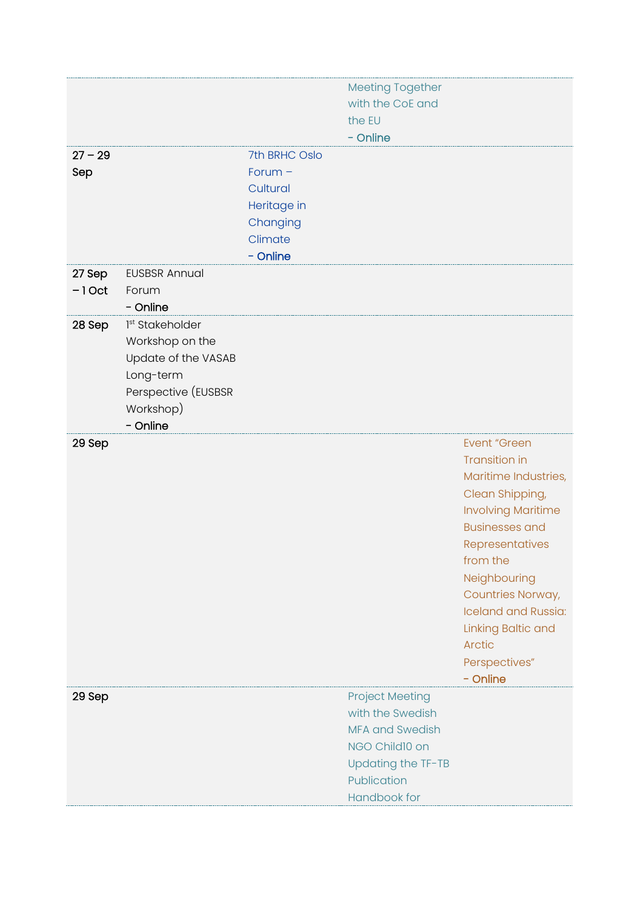| | | | | |
|---|---|---|---|---|
| | | | Meeting Together with the CoE and the EU<br>**- Online** | |
| **27 – 29 Sep** | | 7th BRHC Oslo Forum – Cultural Heritage in Changing Climate<br>**- Online** | | |
| **27 Sep – 1 Oct** | EUSBSR Annual Forum<br>**- Online** | | | |
| **28 Sep** | 1st Stakeholder Workshop on the Update of the VASAB Long-term Perspective (EUSBSR Workshop)<br>**- Online** | | | |
| **29 Sep** | | | | Event "Green Transition in Maritime Industries, Clean Shipping, Involving Maritime Businesses and Representatives from the Neighbouring Countries Norway, Iceland and Russia: Linking Baltic and Arctic Perspectives"<br>**- Online** |
| **29 Sep** | | | Project Meeting with the Swedish MFA and Swedish NGO Child10 on Updating the TF-TB Publication Handbook for | |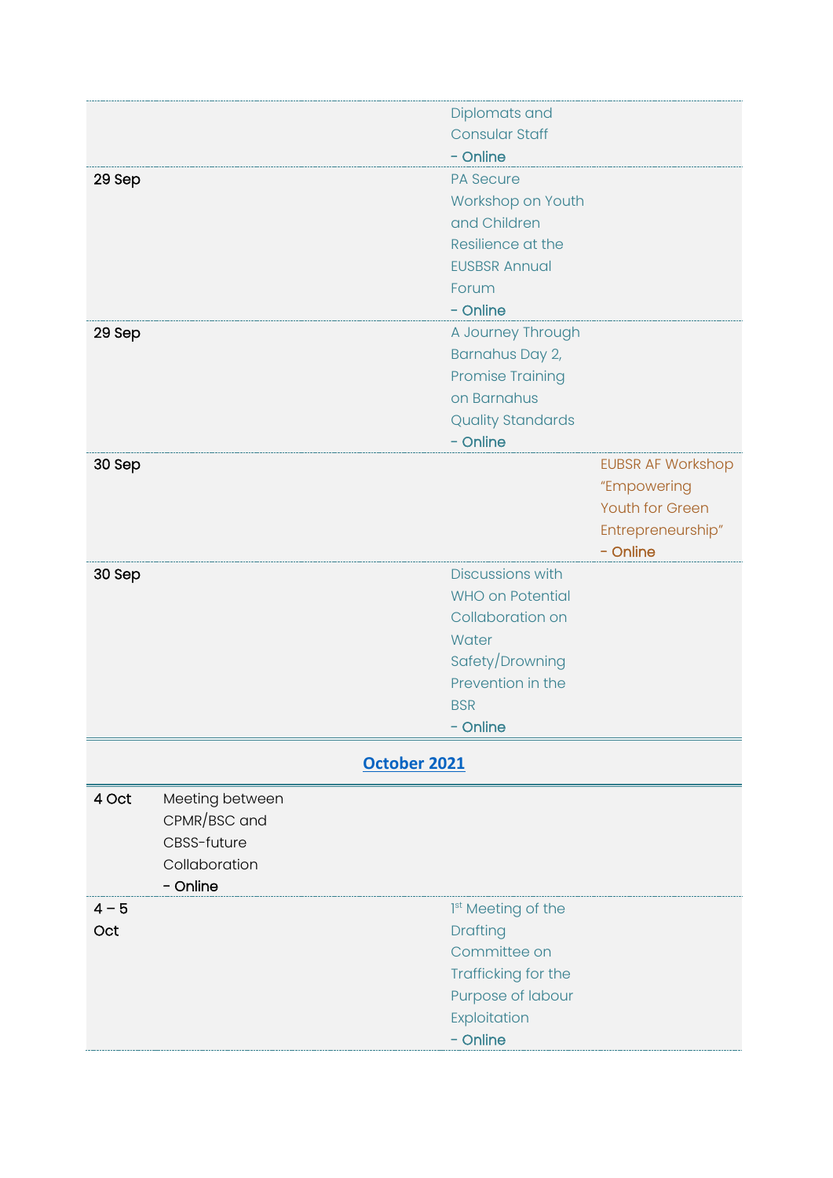| | | | |
|---|---|---|---|
| | | Diplomats and Consular Staff - **Online** | |
| 29 Sep | | PA Secure Workshop on Youth and Children Resilience at the EUSBSR Annual Forum - **Online** | |
| 29 Sep | | A Journey Through Barnahus Day 2, Promise Training on Barnahus Quality Standards - **Online** | |
| 30 Sep | | | EUBSR AF Workshop "Empowering Youth for Green Entrepreneurship" - **Online** |
| 30 Sep | | Discussions with WHO on Potential Collaboration on Water Safety/Drowning Prevention in the BSR - **Online** | |

## October 2021

| | | | |
|---|---|---|---|
| 4 Oct | Meeting between CPMR/BSC and CBSS-future Collaboration - **Online** | | |
| 4 – 5 Oct | | 1st Meeting of the Drafting Committee on Trafficking for the Purpose of labour Exploitation - **Online** | |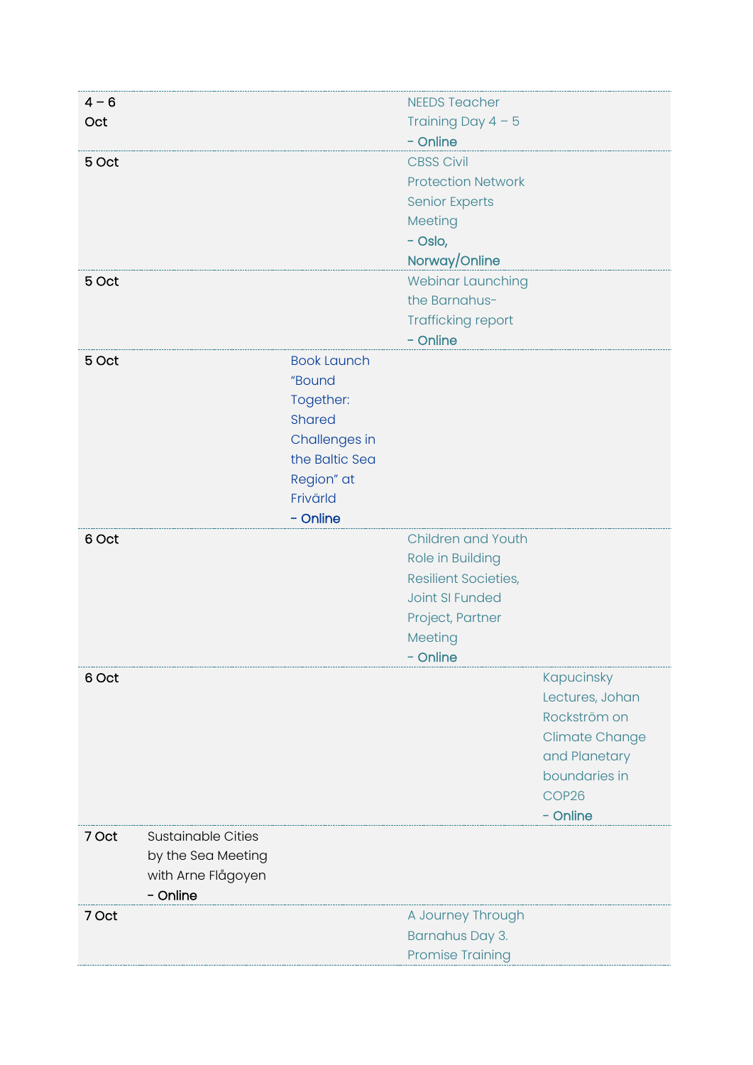| | | | | |
|---|---|---|---|---|
| 4 – 6 Oct | | | NEEDS Teacher Training Day 4 – 5 **- Online** | |
| 5 Oct | | | CBSS Civil Protection Network Senior Experts Meeting **- Oslo, Norway/Online** | |
| 5 Oct | | | Webinar Launching the Barnahus-Trafficking report **- Online** | |
| 5 Oct | | Book Launch "Bound Together: Shared Challenges in the Baltic Sea Region" at Frivärld **- Online** | | |
| 6 Oct | | | Children and Youth Role in Building Resilient Societies, Joint SI Funded Project, Partner Meeting **- Online** | |
| 6 Oct | | | | Kapucinsky Lectures, Johan Rockström on Climate Change and Planetary boundaries in COP26 **- Online** |
| 7 Oct | Sustainable Cities by the Sea Meeting with Arne Flågoyen **- Online** | | | |
| 7 Oct | | | A Journey Through Barnahus Day 3. Promise Training | |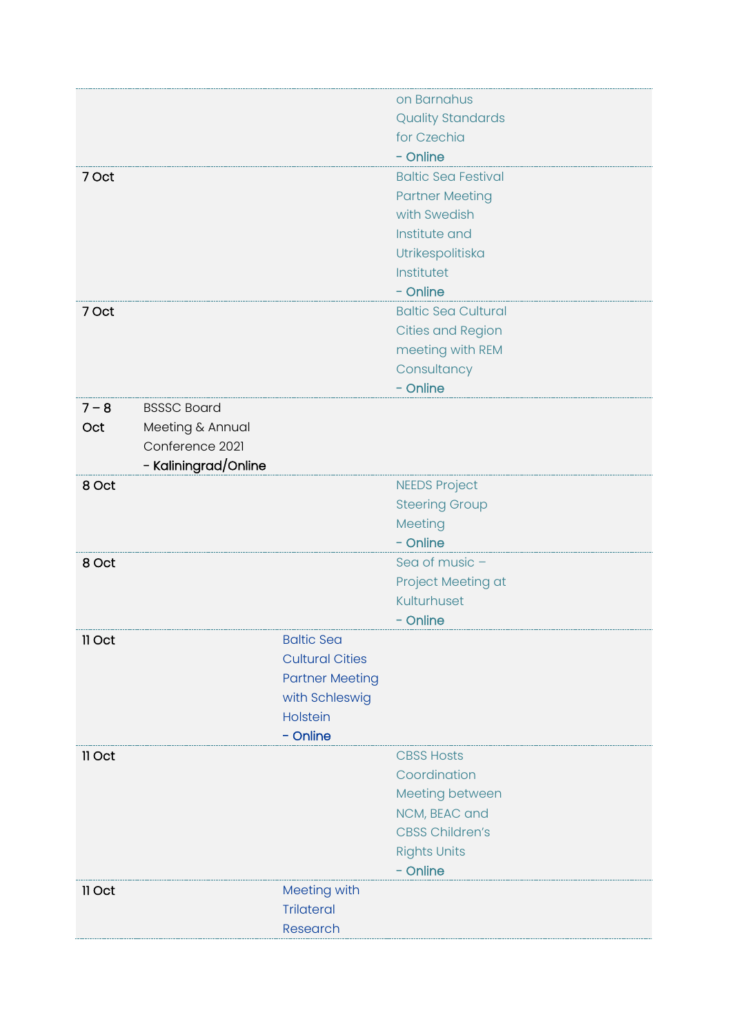| | | | |
|---|---|---|---|
| | | | on Barnahus Quality Standards for Czechia **- Online** |
| 7 Oct | | | Baltic Sea Festival Partner Meeting with Swedish Institute and Utrikespolitiska Institutet **- Online** |
| 7 Oct | | | Baltic Sea Cultural Cities and Region meeting with REM Consultancy **- Online** |
| 7 – 8 Oct | BSSSC Board Meeting & Annual Conference 2021 **- Kaliningrad/Online** | | |
| 8 Oct | | | NEEDS Project Steering Group Meeting **- Online** |
| 8 Oct | | | Sea of music – Project Meeting at Kulturhuset **- Online** |
| 11 Oct | | Baltic Sea Cultural Cities Partner Meeting with Schleswig Holstein **- Online** | |
| 11 Oct | | | CBSS Hosts Coordination Meeting between NCM, BEAC and CBSS Children's Rights Units **- Online** |
| 11 Oct | | Meeting with Trilateral Research | |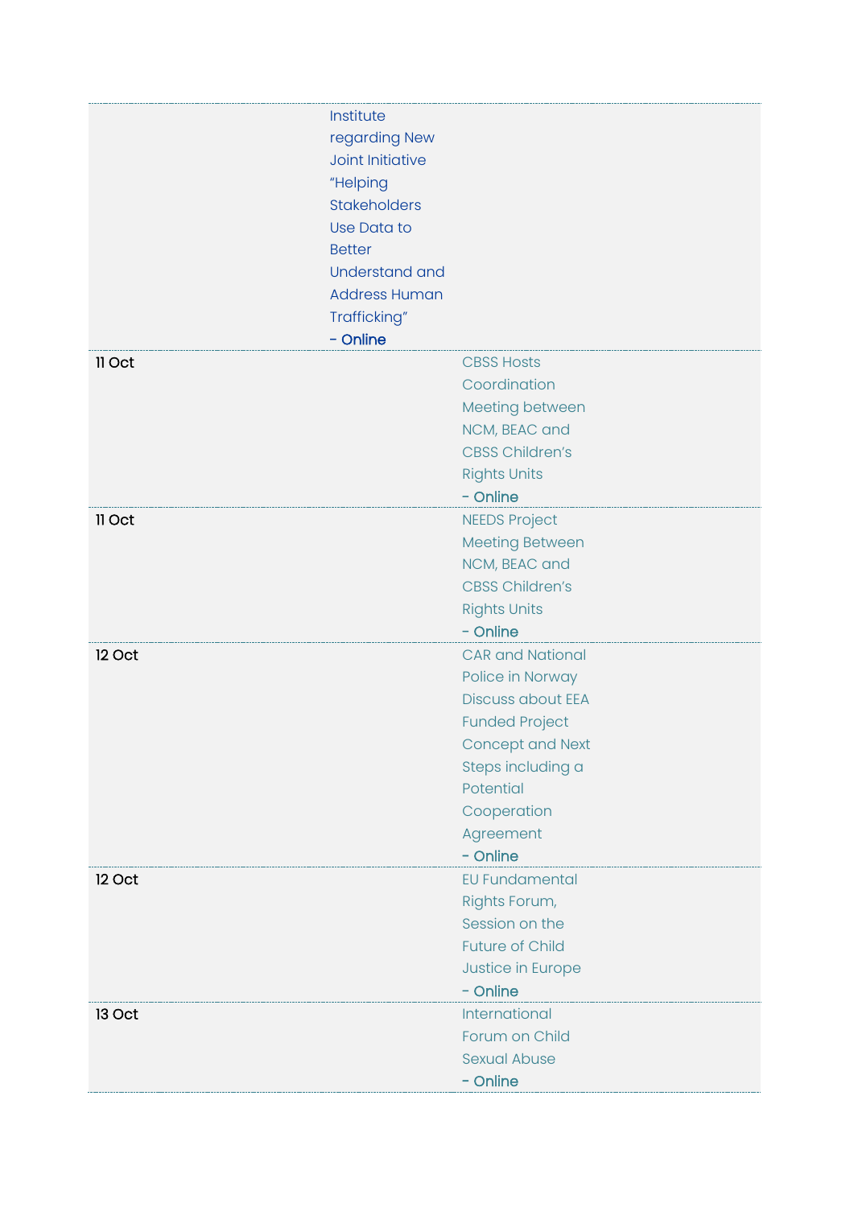| | | |
|---|---|---|
| | Institute regarding New Joint Initiative "Helping Stakeholders Use Data to Better Understand and Address Human Trafficking" - **Online** | |
| 11 Oct | | CBSS Hosts Coordination Meeting between NCM, BEAC and CBSS Children's Rights Units - **Online** |
| 11 Oct | | NEEDS Project Meeting Between NCM, BEAC and CBSS Children's Rights Units - **Online** |
| 12 Oct | | CAR and National Police in Norway Discuss about EEA Funded Project Concept and Next Steps including a Potential Cooperation Agreement - **Online** |
| 12 Oct | | EU Fundamental Rights Forum, Session on the Future of Child Justice in Europe - **Online** |
| 13 Oct | | International Forum on Child Sexual Abuse - **Online** |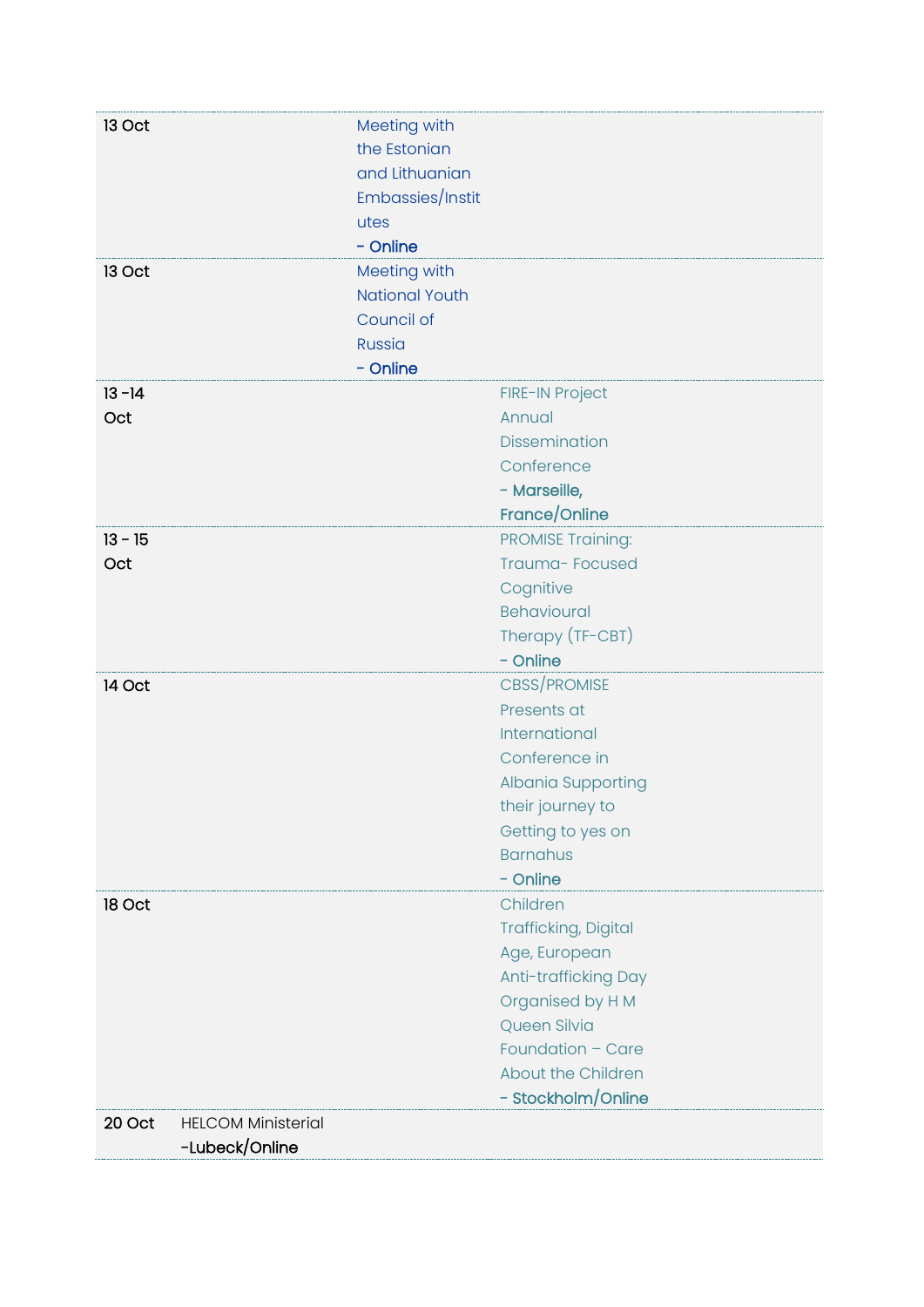| | | | |
|---|---|---|---|
| 13 Oct | | Meeting with the Estonian and Lithuanian Embassies/Institutes **- Online** | |
| 13 Oct | | Meeting with National Youth Council of Russia **- Online** | |
| 13 -14 Oct | | | FIRE-IN Project Annual Dissemination Conference **- Marseille, France/Online** |
| 13 - 15 Oct | | | PROMISE Training: Trauma- Focused Cognitive Behavioural Therapy (TF-CBT) **- Online** |
| 14 Oct | | | CBSS/PROMISE Presents at International Conference in Albania Supporting their journey to Getting to yes on Barnahus **- Online** |
| 18 Oct | | | Children Trafficking, Digital Age, European Anti-trafficking Day Organised by H M Queen Silvia Foundation – Care About the Children **- Stockholm/Online** |
| 20 Oct | HELCOM Ministerial **-Lubeck/Online** | | |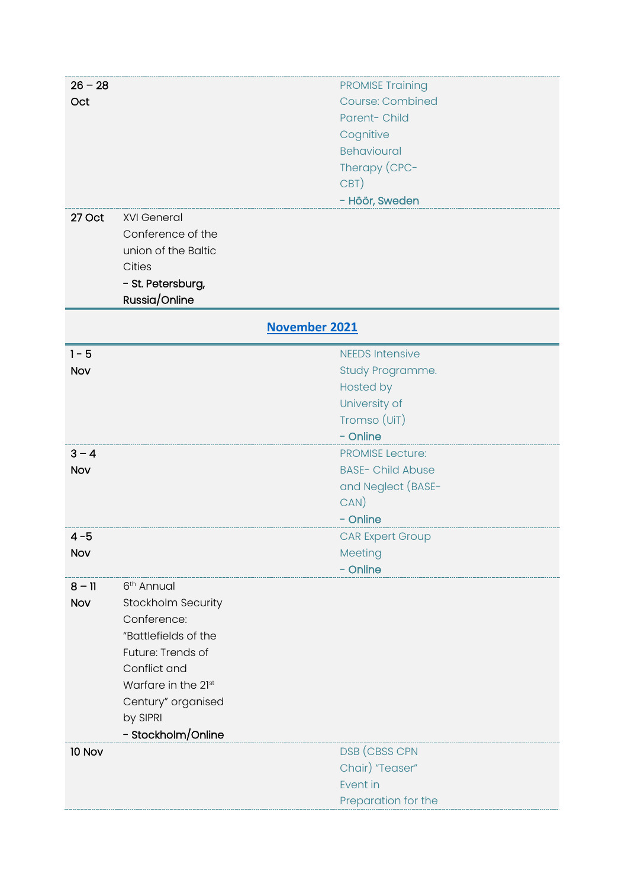| | | |
|---|---|---|
| 26 – 28 Oct | | PROMISE Training Course: Combined Parent- Child Cognitive Behavioural Therapy (CPC-CBT) **- Höör, Sweden** |
| 27 Oct | XVI General Conference of the union of the Baltic Cities **- St. Petersburg, Russia/Online** | |

## November 2021

| | | |
|---|---|---|
| 1 - 5 Nov | | NEEDS Intensive Study Programme. Hosted by University of Tromso (UiT) **- Online** |
| 3 – 4 Nov | | PROMISE Lecture: BASE- Child Abuse and Neglect (BASE-CAN) **- Online** |
| 4 -5 Nov | | CAR Expert Group Meeting **- Online** |
| 8 – 11 Nov | 6th Annual Stockholm Security Conference: "Battlefields of the Future: Trends of Conflict and Warfare in the 21st Century" organised by SIPRI **- Stockholm/Online** | |
| 10 Nov | | DSB (CBSS CPN Chair) "Teaser" Event in Preparation for the |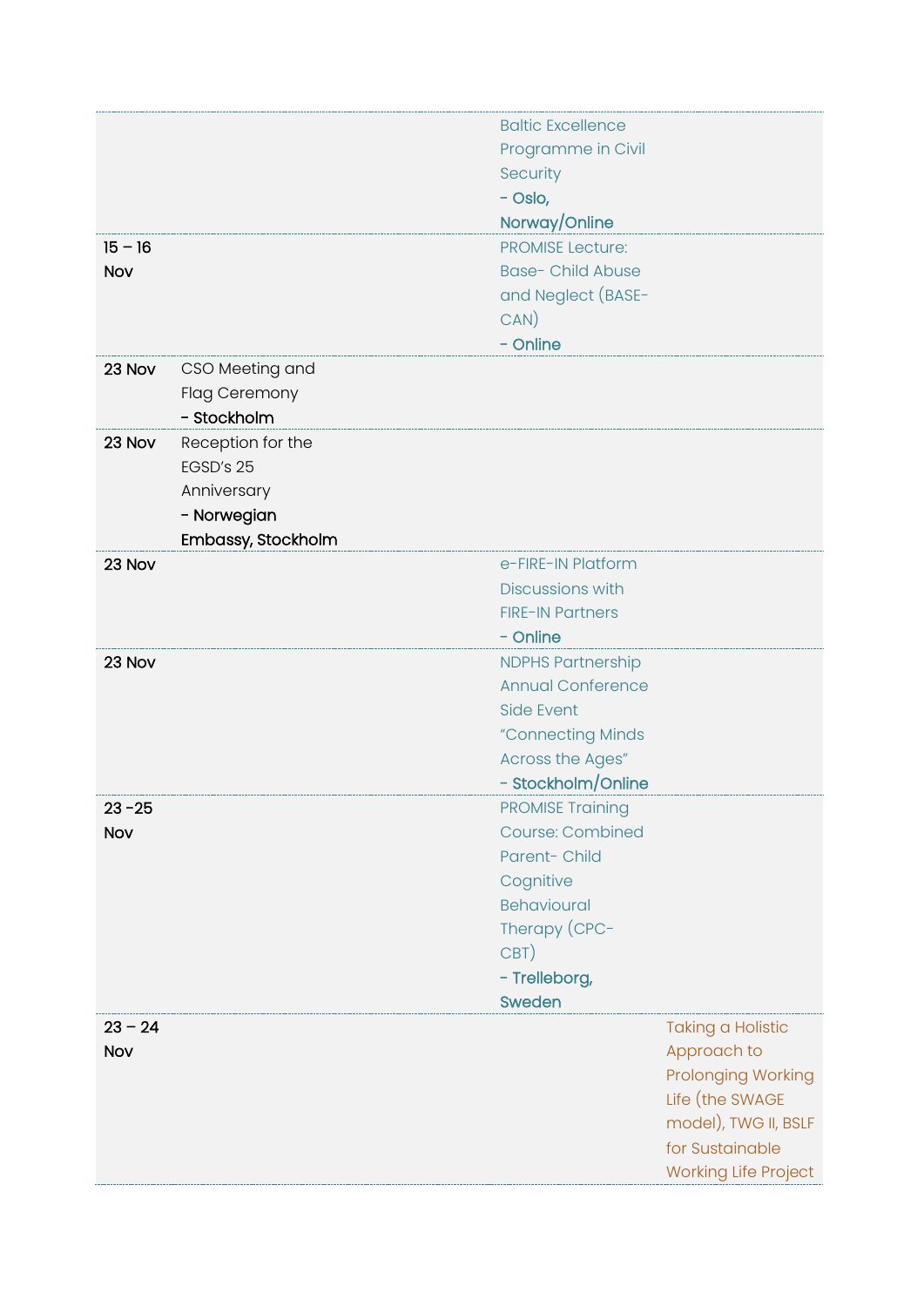| | | | |
|---|---|---|---|
| | | Baltic Excellence Programme in Civil Security - **Oslo, Norway/Online** | |
| 15 – 16 Nov | | PROMISE Lecture: Base- Child Abuse and Neglect (BASE-CAN) - **Online** | |
| 23 Nov | CSO Meeting and Flag Ceremony - **Stockholm** | | |
| 23 Nov | Reception for the EGSD's 25 Anniversary - **Norwegian Embassy, Stockholm** | | |
| 23 Nov | | e-FIRE-IN Platform Discussions with FIRE-IN Partners - **Online** | |
| 23 Nov | | NDPHS Partnership Annual Conference Side Event "Connecting Minds Across the Ages" - **Stockholm/Online** | |
| 23 -25 Nov | | PROMISE Training Course: Combined Parent- Child Cognitive Behavioural Therapy (CPC-CBT) - **Trelleborg, Sweden** | |
| 23 – 24 Nov | | | Taking a Holistic Approach to Prolonging Working Life (the SWAGE model), TWG II, BSLF for Sustainable Working Life Project |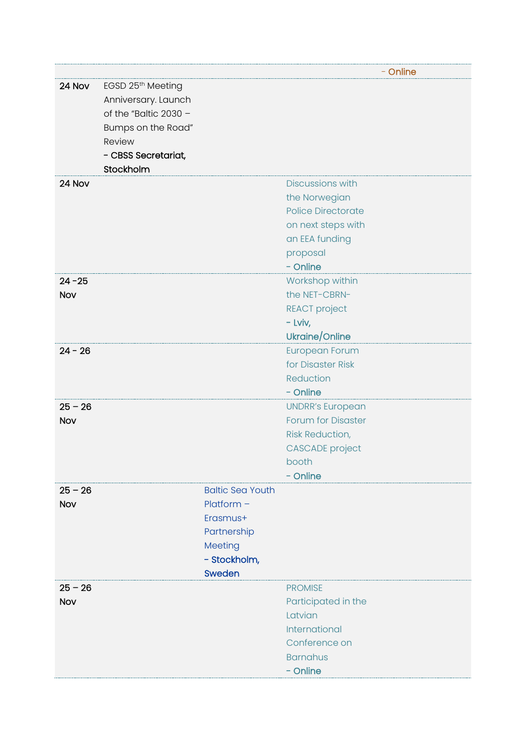| | | | | |
|---|---|---|---|---|
| | | | | - Online |
| 24 Nov | EGSD 25th Meeting Anniversary. Launch of the "Baltic 2030 – Bumps on the Road" Review **- CBSS Secretariat, Stockholm** | | | |
| 24 Nov | | | Discussions with the Norwegian Police Directorate on next steps with an EEA funding proposal **- Online** | |
| 24 -25 Nov | | | Workshop within the NET-CBRN-REACT project **- Lviv, Ukraine/Online** | |
| 24 - 26 | | | European Forum for Disaster Risk Reduction **- Online** | |
| 25 – 26 Nov | | | UNDRR's European Forum for Disaster Risk Reduction, CASCADE project booth **- Online** | |
| 25 – 26 Nov | | Baltic Sea Youth Platform – Erasmus+ Partnership Meeting **- Stockholm, Sweden** | | |
| 25 – 26 Nov | | | PROMISE Participated in the Latvian International Conference on Barnahus **- Online** | |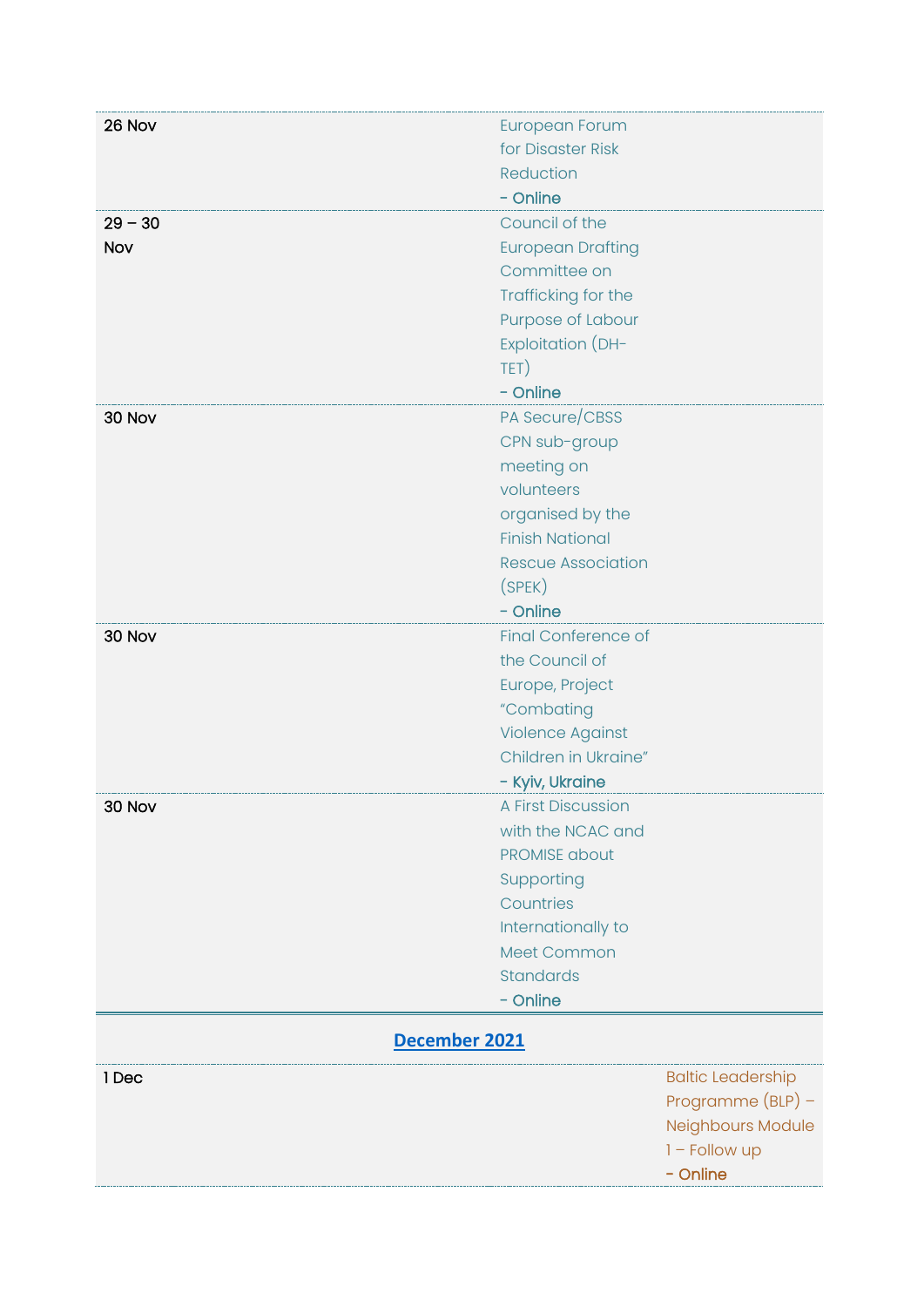| | | |
|---|---|---|
| 26 Nov | European Forum for Disaster Risk Reduction - **Online** | |
| 29 – 30 Nov | Council of the European Drafting Committee on Trafficking for the Purpose of Labour Exploitation (DH-TET) - **Online** | |
| 30 Nov | PA Secure/CBSS CPN sub-group meeting on volunteers organised by the Finish National Rescue Association (SPEK) - **Online** | |
| 30 Nov | Final Conference of the Council of Europe, Project "Combating Violence Against Children in Ukraine" - **Kyiv, Ukraine** | |
| 30 Nov | A First Discussion with the NCAC and PROMISE about Supporting Countries Internationally to Meet Common Standards - **Online** | |

**December 2021**

| | | |
|---|---|---|
| 1 Dec | | Baltic Leadership Programme (BLP) – Neighbours Module 1 – Follow up - **Online** |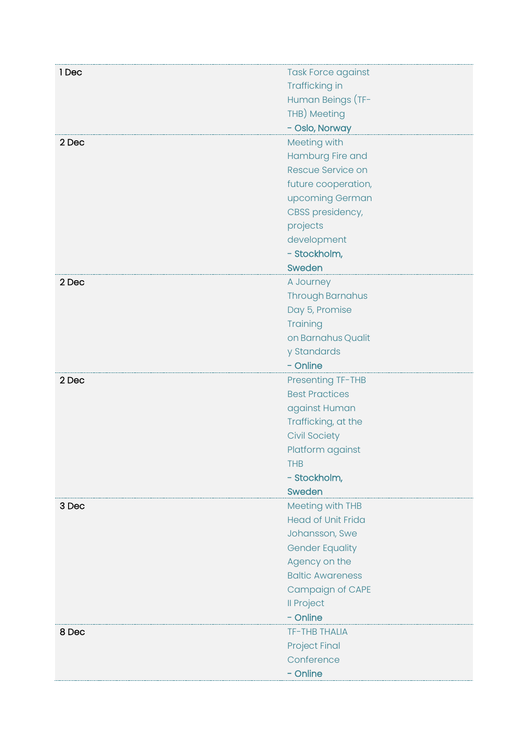| | |
|---|---|
| 1 Dec | Task Force against Trafficking in Human Beings (TF-THB) Meeting **- Oslo, Norway** |
| 2 Dec | Meeting with Hamburg Fire and Rescue Service on future cooperation, upcoming German CBSS presidency, projects development **- Stockholm, Sweden** |
| 2 Dec | A Journey Through Barnahus Day 5, Promise Training on Barnahus Qualit y Standards **- Online** |
| 2 Dec | Presenting TF-THB Best Practices against Human Trafficking, at the Civil Society Platform against THB **- Stockholm, Sweden** |
| 3 Dec | Meeting with THB Head of Unit Frida Johansson, Swe Gender Equality Agency on the Baltic Awareness Campaign of CAPE II Project **- Online** |
| 8 Dec | TF-THB THALIA Project Final Conference **- Online** |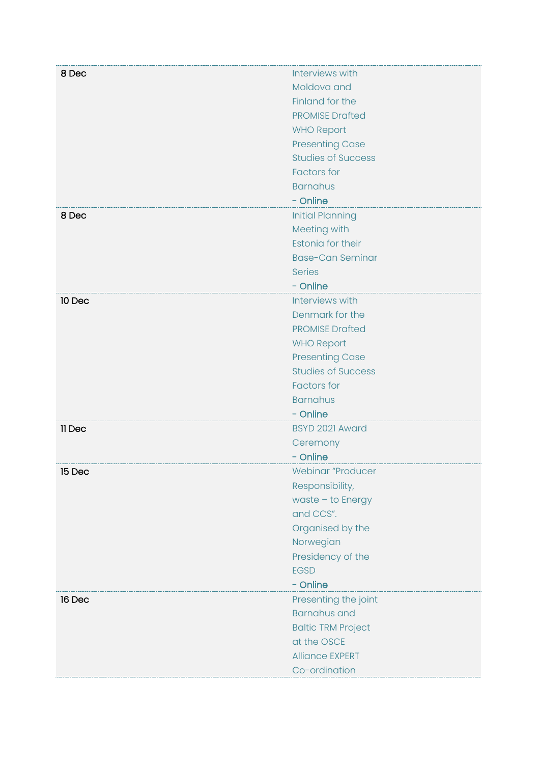| | |
|---|---|
| 8 Dec | Interviews with Moldova and Finland for the PROMISE Drafted WHO Report Presenting Case Studies of Success Factors for Barnahus<br>**- Online** |
| 8 Dec | Initial Planning Meeting with Estonia for their Base-Can Seminar Series<br>**- Online** |
| 10 Dec | Interviews with Denmark for the PROMISE Drafted WHO Report Presenting Case Studies of Success Factors for Barnahus<br>**- Online** |
| 11 Dec | BSYD 2021 Award Ceremony<br>**- Online** |
| 15 Dec | Webinar "Producer Responsibility, waste – to Energy and CCS". Organised by the Norwegian Presidency of the EGSD<br>**- Online** |
| 16 Dec | Presenting the joint Barnahus and Baltic TRM Project at the OSCE Alliance EXPERT Co-ordination |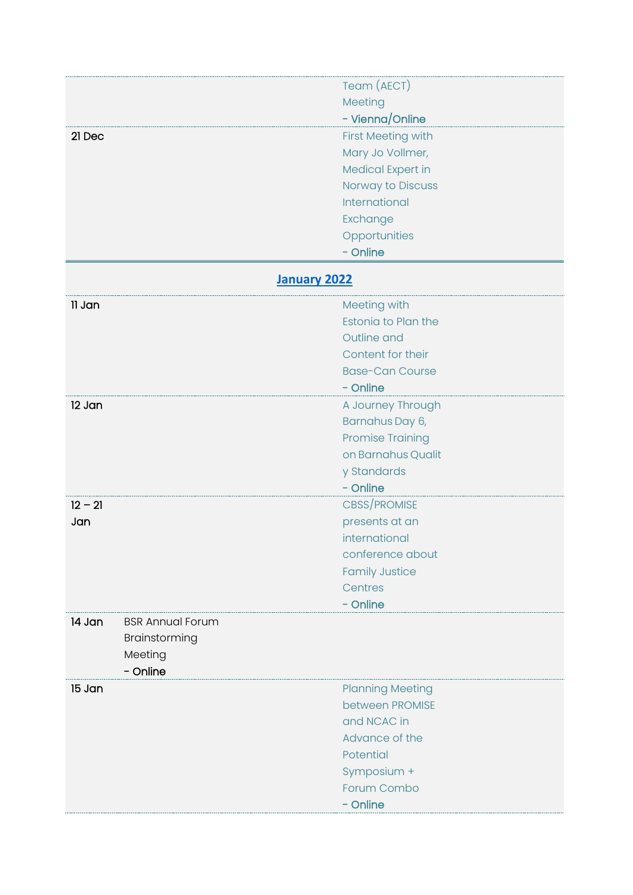| | | |
|---|---|---|
| | | Team (AECT) Meeting<br>- Vienna/Online |
| 21 Dec | | First Meeting with Mary Jo Vollmer, Medical Expert in Norway to Discuss International Exchange Opportunities<br>- Online |

## January 2022

| | | |
|---|---|---|
| 11 Jan | | Meeting with Estonia to Plan the Outline and Content for their Base-Can Course<br>- Online |
| 12 Jan | | A Journey Through Barnahus Day 6, Promise Training on Barnahus Qualit y Standards<br>- Online |
| 12 – 21 Jan | | CBSS/PROMISE presents at an international conference about Family Justice Centres<br>- Online |
| 14 Jan | BSR Annual Forum Brainstorming Meeting<br>- Online | |
| 15 Jan | | Planning Meeting between PROMISE and NCAC in Advance of the Potential Symposium + Forum Combo<br>- Online |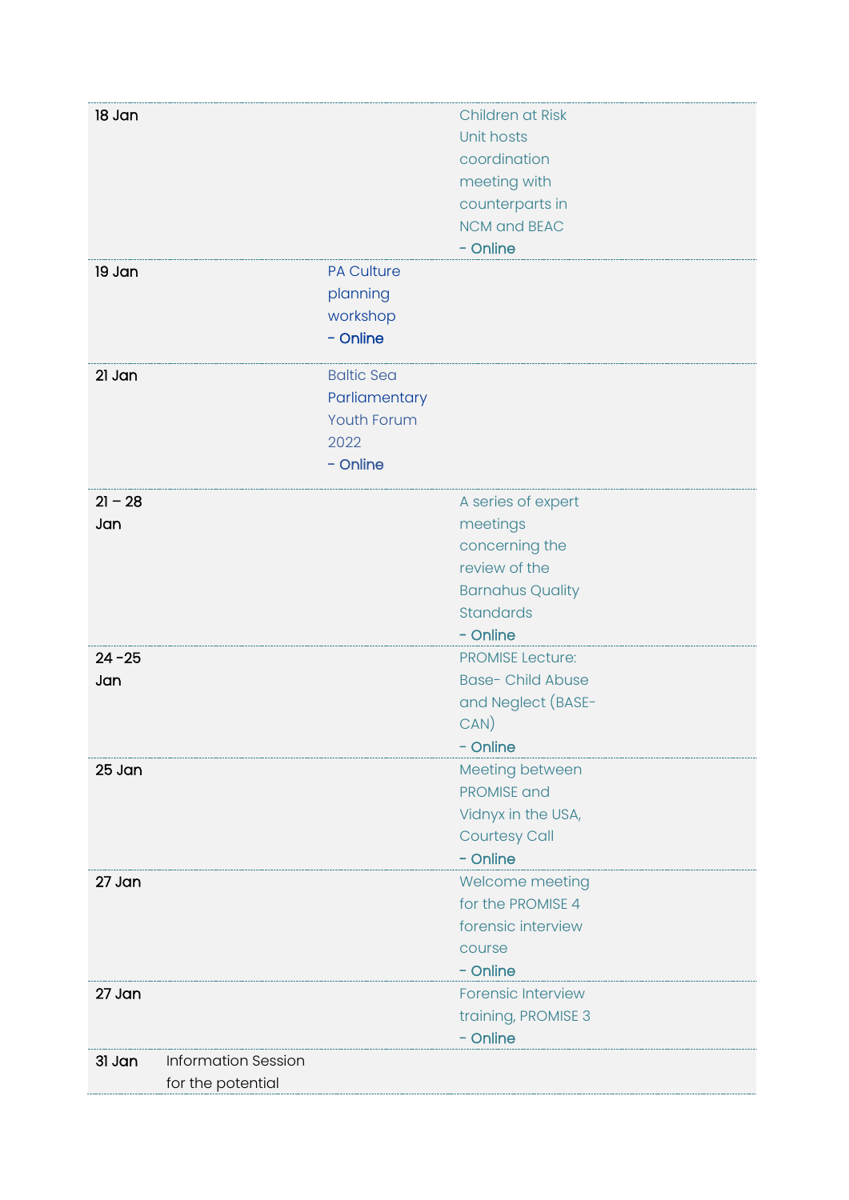| | | | |
|---|---|---|---|
| 18 Jan | | | Children at Risk Unit hosts coordination meeting with counterparts in NCM and BEAC **- Online** |
| 19 Jan | | PA Culture planning workshop **- Online** | |
| 21 Jan | | Baltic Sea Parliamentary Youth Forum 2022 **- Online** | |
| 21 – 28 Jan | | | A series of expert meetings concerning the review of the Barnahus Quality Standards **- Online** |
| 24 -25 Jan | | | PROMISE Lecture: Base- Child Abuse and Neglect (BASE-CAN) **- Online** |
| 25 Jan | | | Meeting between PROMISE and Vidnyx in the USA, Courtesy Call **- Online** |
| 27 Jan | | | Welcome meeting for the PROMISE 4 forensic interview course **- Online** |
| 27 Jan | | | Forensic Interview training, PROMISE 3 **- Online** |
| 31 Jan | Information Session for the potential | | |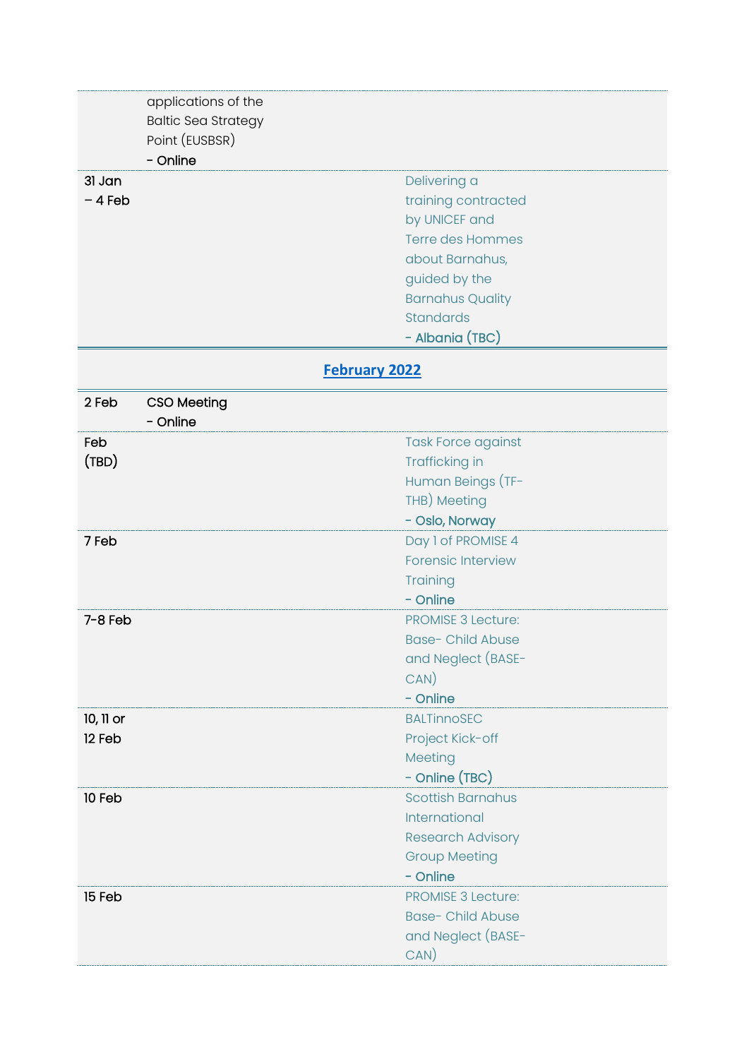| | | |
|---|---|---|
| | applications of the Baltic Sea Strategy Point (EUSBSR) **- Online** | |
| 31 Jan – 4 Feb | | Delivering a training contracted by UNICEF and Terre des Hommes about Barnahus, guided by the Barnahus Quality Standards **- Albania (TBC)** |

## February 2022

| | | |
|---|---|---|
| 2 Feb | CSO Meeting **- Online** | |
| Feb (TBD) | | Task Force against Trafficking in Human Beings (TF-THB) Meeting **- Oslo, Norway** |
| 7 Feb | | Day 1 of PROMISE 4 Forensic Interview Training **- Online** |
| 7-8 Feb | | PROMISE 3 Lecture: Base- Child Abuse and Neglect (BASE-CAN) **- Online** |
| 10, 11 or 12 Feb | | BALTinnoSEC Project Kick-off Meeting **- Online (TBC)** |
| 10 Feb | | Scottish Barnahus International Research Advisory Group Meeting **- Online** |
| 15 Feb | | PROMISE 3 Lecture: Base- Child Abuse and Neglect (BASE-CAN) |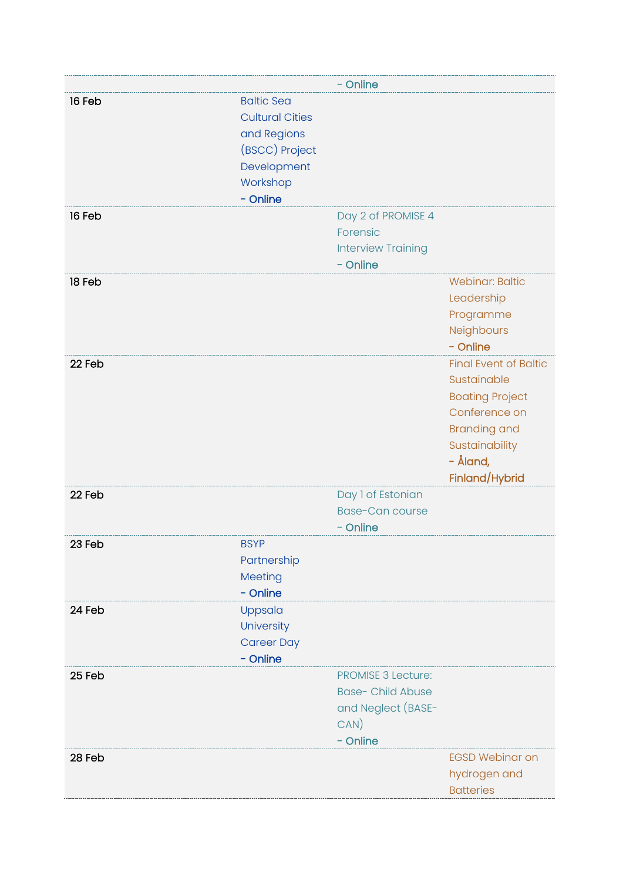| | | | |
|---|---|---|---|
| | | - **Online** | |
| 16 Feb | Baltic Sea Cultural Cities and Regions (BSCC) Project Development Workshop **- Online** | | |
| 16 Feb | | Day 2 of PROMISE 4 Forensic Interview Training **- Online** | |
| 18 Feb | | | Webinar: Baltic Leadership Programme Neighbours **- Online** |
| 22 Feb | | | Final Event of Baltic Sustainable Boating Project Conference on Branding and Sustainability **- Åland, Finland/Hybrid** |
| 22 Feb | | Day 1 of Estonian Base-Can course **- Online** | |
| 23 Feb | BSYP Partnership Meeting **- Online** | | |
| 24 Feb | Uppsala University Career Day **- Online** | | |
| 25 Feb | | PROMISE 3 Lecture: Base- Child Abuse and Neglect (BASE-CAN) **- Online** | |
| 28 Feb | | | EGSD Webinar on hydrogen and Batteries |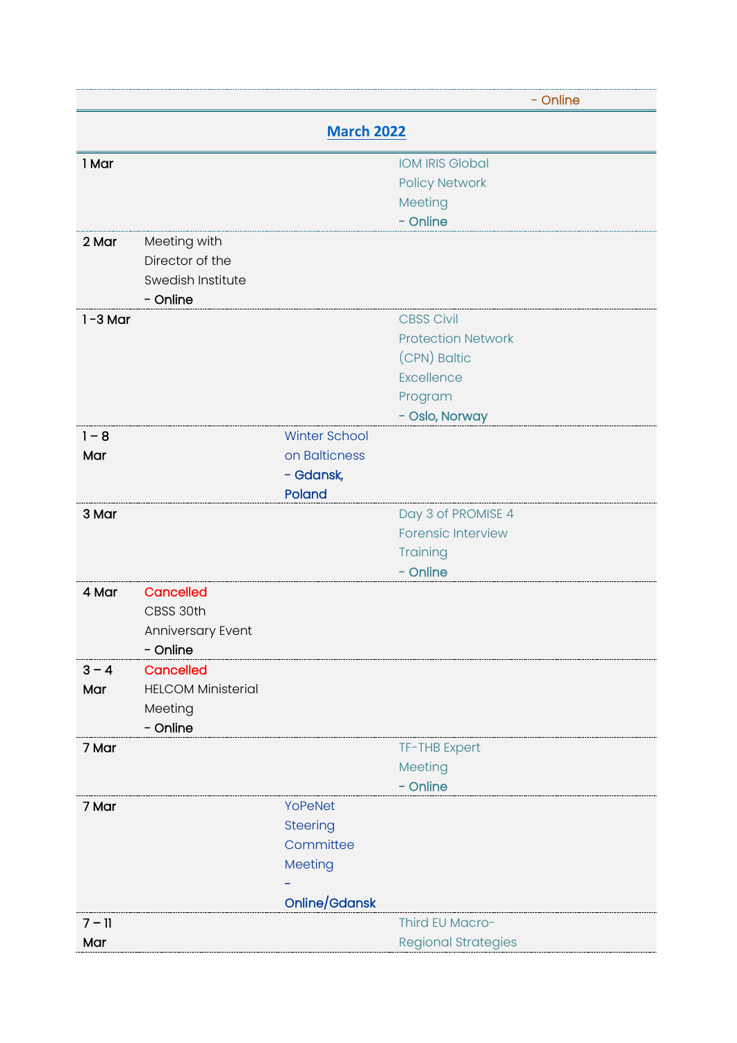| | | | - Online |
|---|---|---|---|
| **March 2022** | | | |
| 1 Mar | | | IOM IRIS Global Policy Network Meeting **- Online** |
| 2 Mar | Meeting with Director of the Swedish Institute **- Online** | | |
| 1 -3 Mar | | | CBSS Civil Protection Network (CPN) Baltic Excellence Program **- Oslo, Norway** |
| 1 – 8 Mar | | Winter School on Balticness **- Gdansk, Poland** | |
| 3 Mar | | | Day 3 of PROMISE 4 Forensic Interview Training **- Online** |
| 4 Mar | Cancelled CBSS 30th Anniversary Event **- Online** | | |
| 3 – 4 Mar | Cancelled HELCOM Ministerial Meeting **- Online** | | |
| 7 Mar | | | TF-THB Expert Meeting **- Online** |
| 7 Mar | | YoPeNet Steering Committee Meeting **- Online/Gdansk** | |
| 7 – 11 Mar | | | Third EU Macro-Regional Strategies |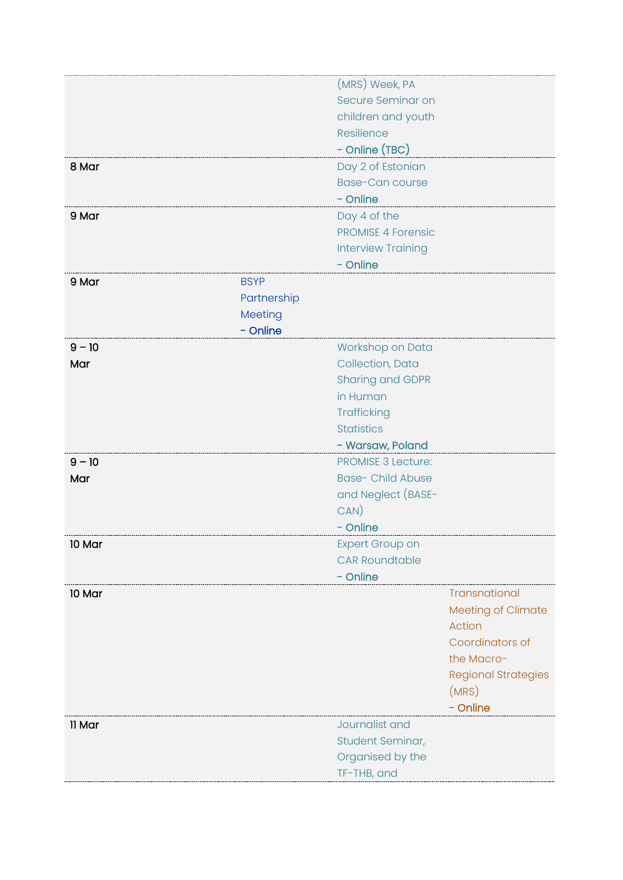| | | | |
|---|---|---|---|
| | | (MRS) Week, PA Secure Seminar on children and youth Resilience<br>**- Online (TBC)** | |
| 8 Mar | | Day 2 of Estonian Base-Can course<br>**- Online** | |
| 9 Mar | | Day 4 of the PROMISE 4 Forensic Interview Training<br>**- Online** | |
| 9 Mar | BSYP Partnership Meeting<br>**- Online** | | |
| 9 – 10 Mar | | Workshop on Data Collection, Data Sharing and GDPR in Human Trafficking Statistics<br>**- Warsaw, Poland** | |
| 9 – 10 Mar | | PROMISE 3 Lecture: Base- Child Abuse and Neglect (BASE-CAN)<br>**- Online** | |
| 10 Mar | | Expert Group on CAR Roundtable<br>**- Online** | |
| 10 Mar | | | Transnational Meeting of Climate Action Coordinators of the Macro-Regional Strategies (MRS)<br>**- Online** |
| 11 Mar | | Journalist and Student Seminar, Organised by the TF-THB, and | |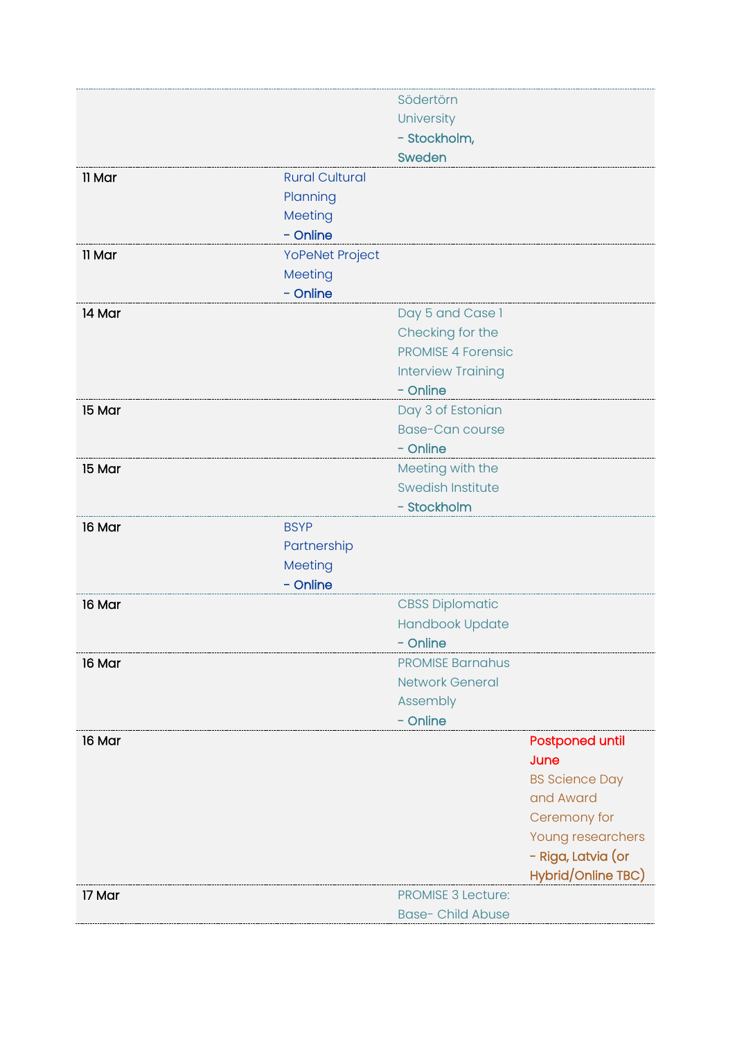| | | | |
|---|---|---|---|
| | | Södertörn University - Stockholm, Sweden | |
| 11 Mar | Rural Cultural Planning Meeting - Online | | |
| 11 Mar | YoPeNet Project Meeting - Online | | |
| 14 Mar | | Day 5 and Case 1 Checking for the PROMISE 4 Forensic Interview Training - Online | |
| 15 Mar | | Day 3 of Estonian Base-Can course - Online | |
| 15 Mar | | Meeting with the Swedish Institute - Stockholm | |
| 16 Mar | BSYP Partnership Meeting - Online | | |
| 16 Mar | | CBSS Diplomatic Handbook Update - Online | |
| 16 Mar | | PROMISE Barnahus Network General Assembly - Online | |
| 16 Mar | | | Postponed until June BS Science Day and Award Ceremony for Young researchers - Riga, Latvia (or Hybrid/Online TBC) |
| 17 Mar | | PROMISE 3 Lecture: Base- Child Abuse | |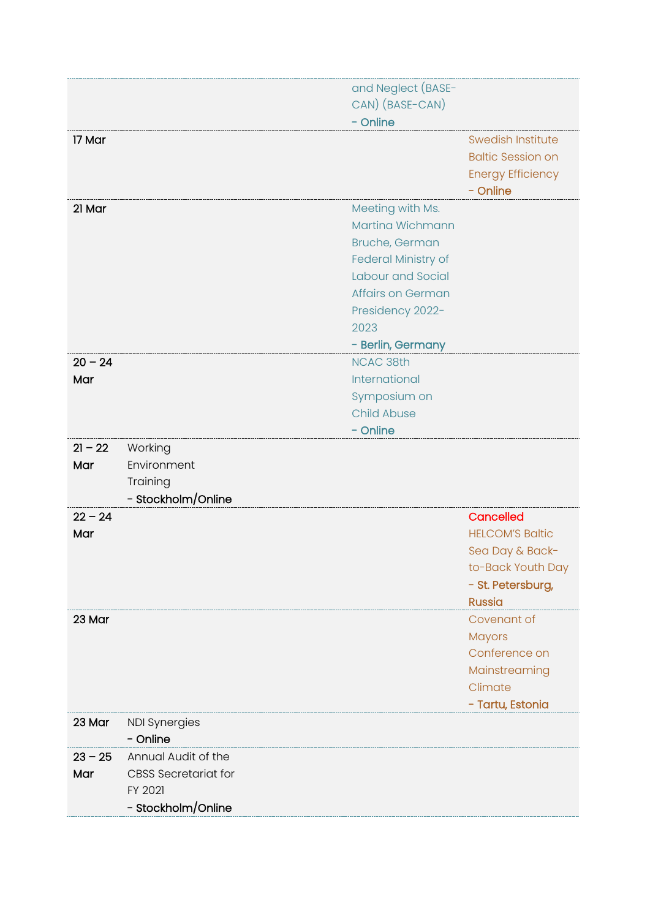| | | | | |
|---|---|---|---|---|
| | | | and Neglect (BASE-CAN) (BASE-CAN) - Online | |
| 17 Mar | | | | Swedish Institute Baltic Session on Energy Efficiency - Online |
| 21 Mar | | | Meeting with Ms. Martina Wichmann Bruche, German Federal Ministry of Labour and Social Affairs on German Presidency 2022-2023 - Berlin, Germany | |
| 20 – 24 Mar | | | NCAC 38th International Symposium on Child Abuse - Online | |
| 21 – 22 Mar | Working Environment Training - Stockholm/Online | | | |
| 22 – 24 Mar | | | | Cancelled HELCOM'S Baltic Sea Day & Back-to-Back Youth Day - St. Petersburg, Russia |
| 23 Mar | | | | Covenant of Mayors Conference on Mainstreaming Climate - Tartu, Estonia |
| 23 Mar | NDI Synergies - Online | | | |
| 23 – 25 Mar | Annual Audit of the CBSS Secretariat for FY 2021 - Stockholm/Online | | | |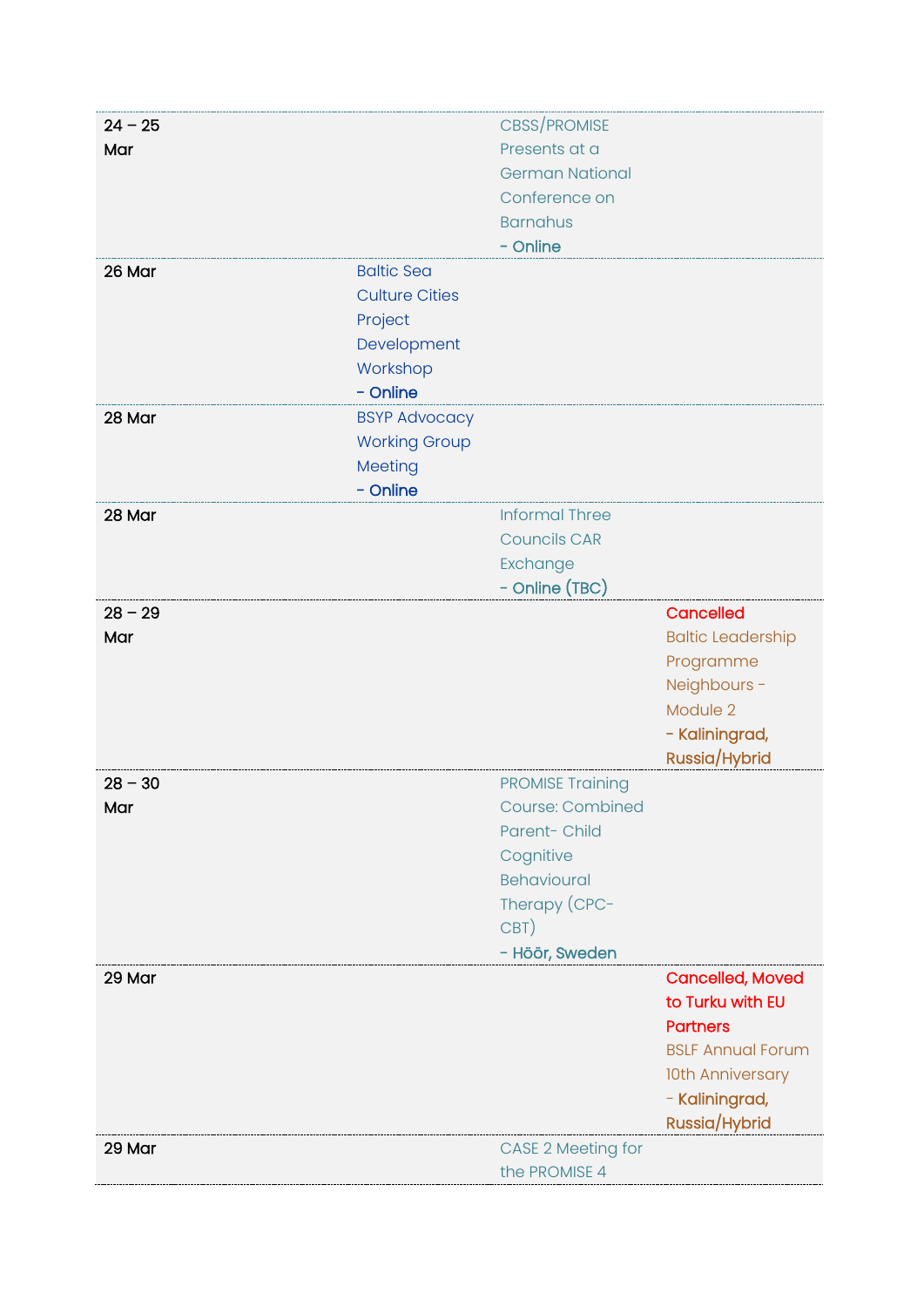| | | | |
|---|---|---|---|
| 24 – 25 Mar | | CBSS/PROMISE Presents at a German National Conference on Barnahus - **Online** | |
| 26 Mar | Baltic Sea Culture Cities Project Development Workshop - **Online** | | |
| 28 Mar | BSYP Advocacy Working Group Meeting - **Online** | | |
| 28 Mar | | Informal Three Councils CAR Exchange - **Online (TBC)** | |
| 28 – 29 Mar | | | **Cancelled** Baltic Leadership Programme Neighbours - Module 2 - **Kaliningrad, Russia/Hybrid** |
| 28 – 30 Mar | | PROMISE Training Course: Combined Parent- Child Cognitive Behavioural Therapy (CPC-CBT) - **Höör, Sweden** | |
| 29 Mar | | | **Cancelled, Moved to Turku with EU Partners** BSLF Annual Forum 10th Anniversary - **Kaliningrad, Russia/Hybrid** |
| 29 Mar | | CASE 2 Meeting for the PROMISE 4 | |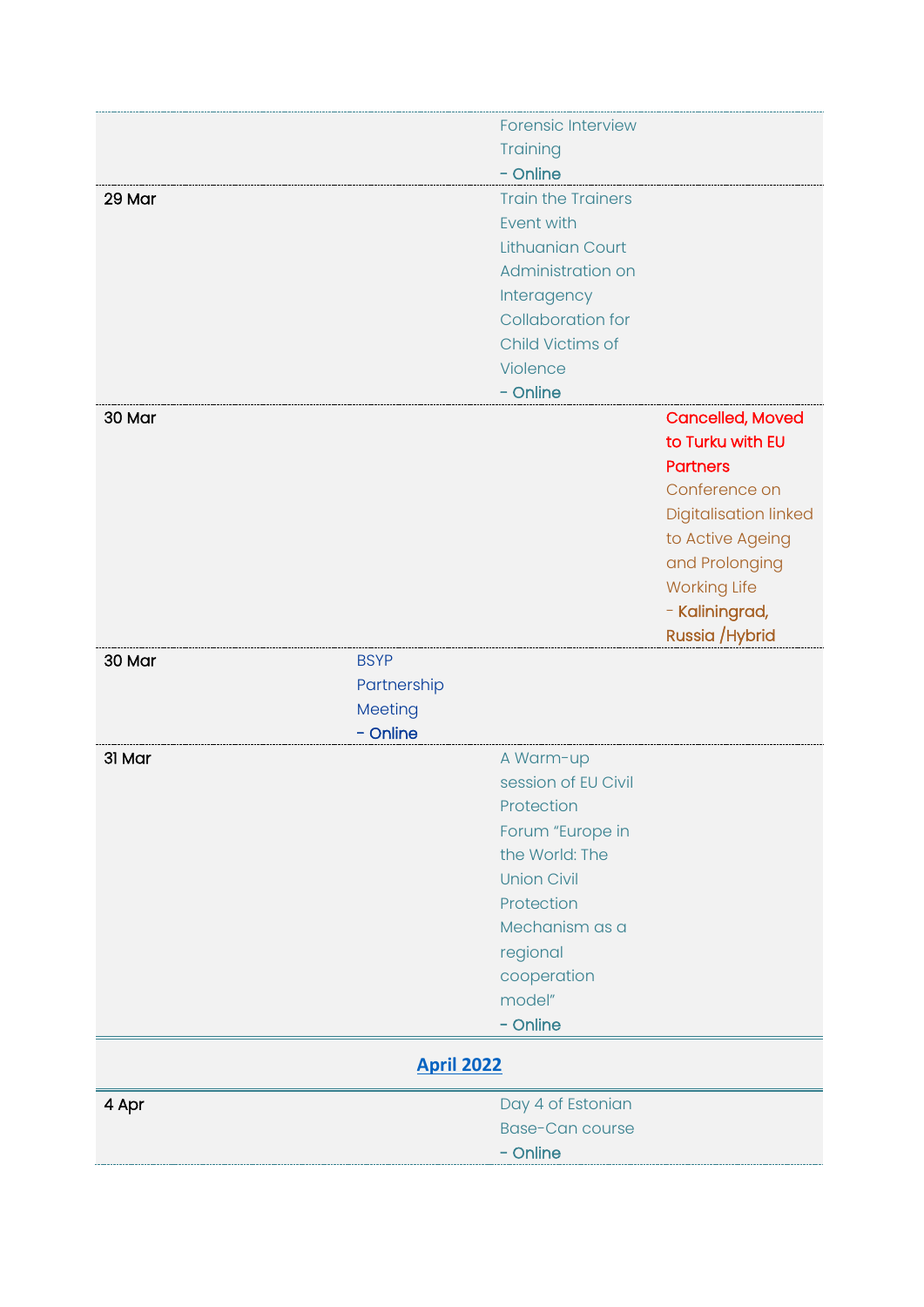| | | | |
|---|---|---|---|
| | | Forensic Interview Training<br>**- Online** | |
| 29 Mar | | Train the Trainers Event with Lithuanian Court Administration on Interagency Collaboration for Child Victims of Violence<br>**- Online** | |
| 30 Mar | | | **Cancelled, Moved to Turku with EU Partners**<br>Conference on Digitalisation linked to Active Ageing and Prolonging Working Life<br>**- Kaliningrad, Russia /Hybrid** |
| 30 Mar | BSYP Partnership Meeting<br>**- Online** | | |
| 31 Mar | | A Warm-up session of EU Civil Protection Forum "Europe in the World: The Union Civil Protection Mechanism as a regional cooperation model"<br>**- Online** | |

**April 2022**

| | | | |
|---|---|---|---|
| 4 Apr | | Day 4 of Estonian Base-Can course<br>**- Online** | |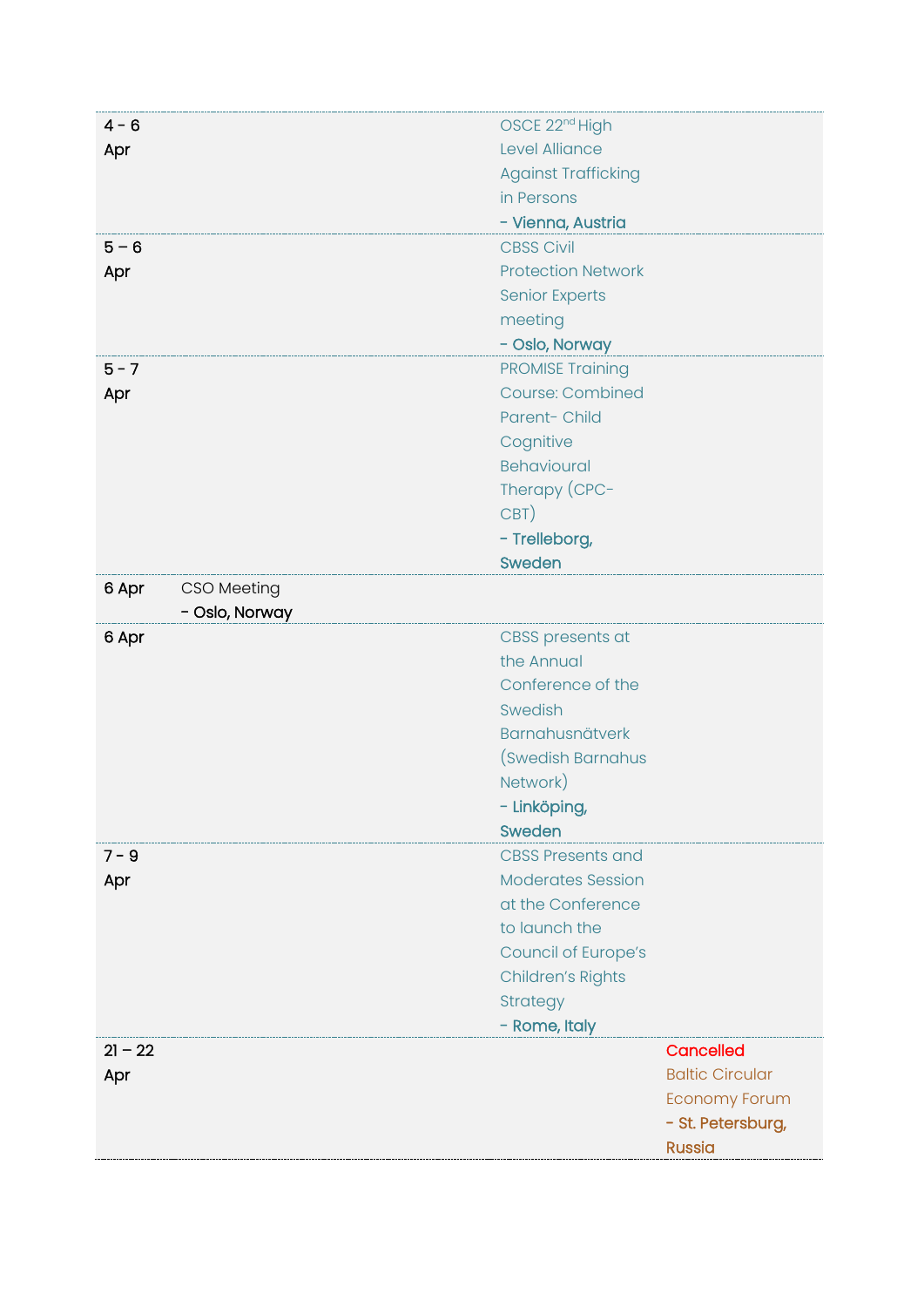| | | | |
|---|---|---|---|
| 4 - 6 Apr | | OSCE 22nd High Level Alliance Against Trafficking in Persons **- Vienna, Austria** | |
| 5 – 6 Apr | | CBSS Civil Protection Network Senior Experts meeting **- Oslo, Norway** | |
| 5 - 7 Apr | | PROMISE Training Course: Combined Parent- Child Cognitive Behavioural Therapy (CPC-CBT) **- Trelleborg, Sweden** | |
| 6 Apr | CSO Meeting **- Oslo, Norway** | | |
| 6 Apr | | CBSS presents at the Annual Conference of the Swedish Barnahusnätverk (Swedish Barnahus Network) **- Linköping, Sweden** | |
| 7 - 9 Apr | | CBSS Presents and Moderates Session at the Conference to launch the Council of Europe's Children's Rights Strategy **- Rome, Italy** | |
| 21 – 22 Apr | | | Cancelled Baltic Circular Economy Forum **- St. Petersburg, Russia** |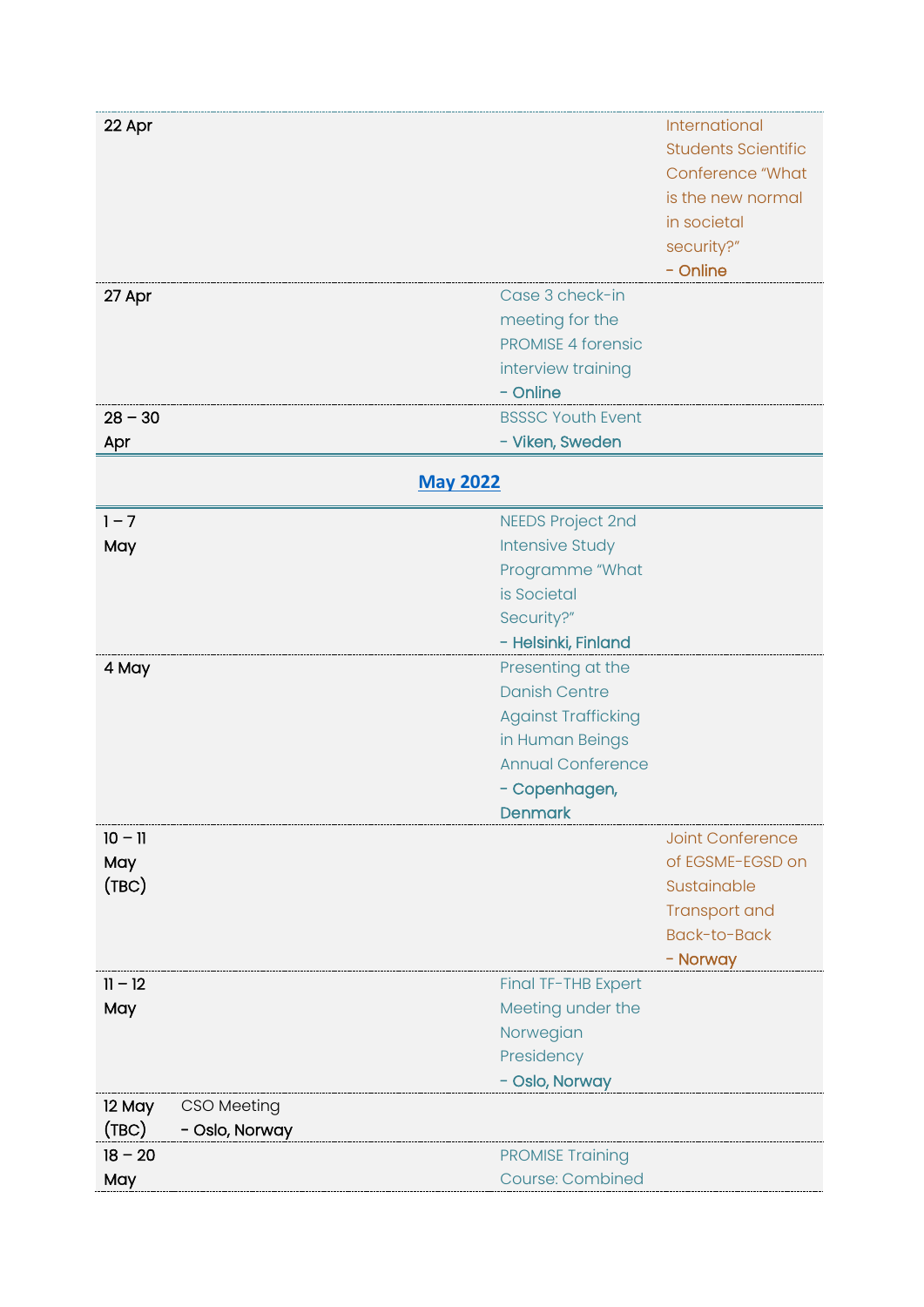| | | | |
|---|---|---|---|
| 22 Apr | | | International Students Scientific Conference "What is the new normal in societal security?" - Online |
| 27 Apr | | Case 3 check-in meeting for the PROMISE 4 forensic interview training - Online | |
| 28 – 30 Apr | | BSSSC Youth Event - Viken, Sweden | |

## May 2022

| | | | |
|---|---|---|---|
| 1 – 7 May | | NEEDS Project 2nd Intensive Study Programme "What is Societal Security?" - Helsinki, Finland | |
| 4 May | | Presenting at the Danish Centre Against Trafficking in Human Beings Annual Conference - Copenhagen, Denmark | |
| 10 – 11 May (TBC) | | | Joint Conference of EGSME-EGSD on Sustainable Transport and Back-to-Back - Norway |
| 11 – 12 May | | Final TF-THB Expert Meeting under the Norwegian Presidency - Oslo, Norway | |
| 12 May (TBC) | CSO Meeting - Oslo, Norway | | |
| 18 – 20 May | | PROMISE Training Course: Combined | |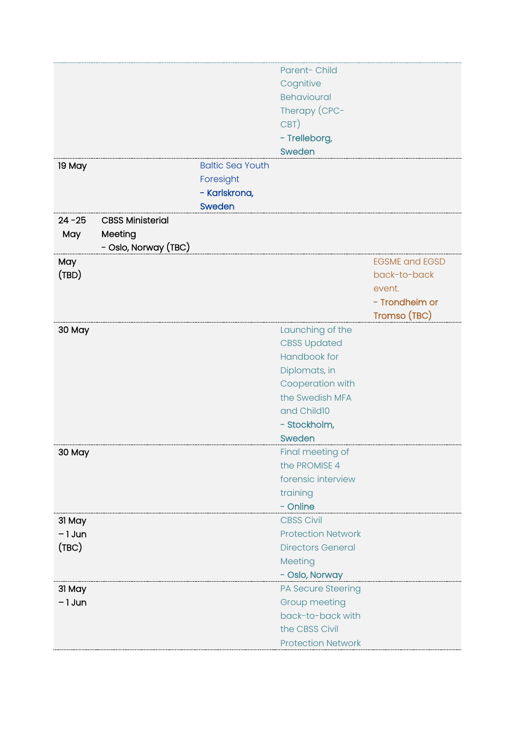| | | | | |
|---|---|---|---|---|
| | | | Parent- Child Cognitive Behavioural Therapy (CPC-CBT) - Trelleborg, Sweden | |
| 19 May | | Baltic Sea Youth Foresight - Karlskrona, Sweden | | |
| 24 -25 May | CBSS Ministerial Meeting - Oslo, Norway (TBC) | | | |
| May (TBD) | | | | EGSME and EGSD back-to-back event. - Trondheim or Tromso (TBC) |
| 30 May | | | Launching of the CBSS Updated Handbook for Diplomats, in Cooperation with the Swedish MFA and Child10 - Stockholm, Sweden | |
| 30 May | | | Final meeting of the PROMISE 4 forensic interview training - Online | |
| 31 May – 1 Jun (TBC) | | | CBSS Civil Protection Network Directors General Meeting - Oslo, Norway | |
| 31 May – 1 Jun | | | PA Secure Steering Group meeting back-to-back with the CBSS Civil Protection Network | |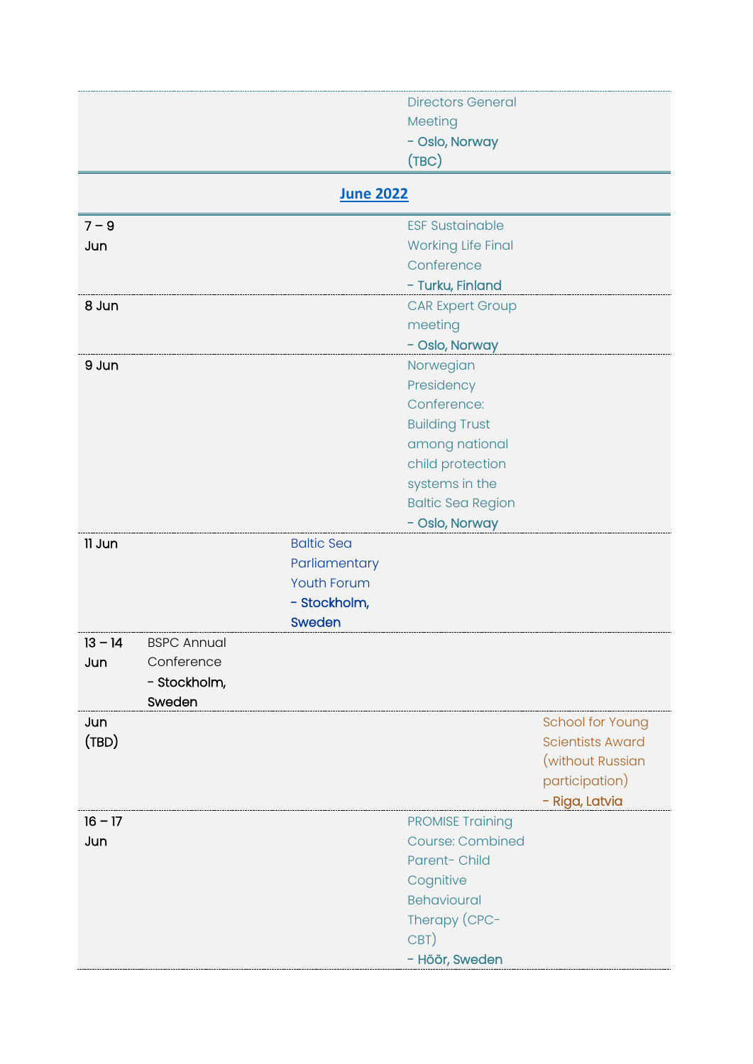| | | | | |
|---|---|---|---|---|
| | | | Directors General Meeting - Oslo, Norway (TBC) | |
| **June 2022** | | | | |
| 7 – 9 Jun | | | ESF Sustainable Working Life Final Conference - Turku, Finland | |
| 8 Jun | | | CAR Expert Group meeting - Oslo, Norway | |
| 9 Jun | | | Norwegian Presidency Conference: Building Trust among national child protection systems in the Baltic Sea Region - Oslo, Norway | |
| 11 Jun | | Baltic Sea Parliamentary Youth Forum - Stockholm, Sweden | | |
| 13 – 14 Jun | BSPC Annual Conference - Stockholm, Sweden | | | |
| Jun (TBD) | | | | School for Young Scientists Award (without Russian participation) - Riga, Latvia |
| 16 – 17 Jun | | | PROMISE Training Course: Combined Parent- Child Cognitive Behavioural Therapy (CPC-CBT) - Höör, Sweden | |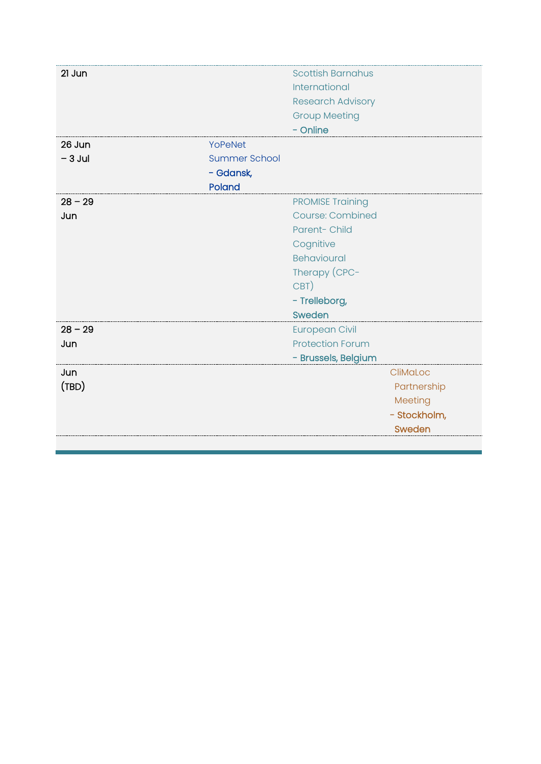| | | | |
|---|---|---|---|
| 21 Jun | | Scottish Barnahus International Research Advisory Group Meeting - **Online** | |
| 26 Jun – 3 Jul | YoPeNet Summer School - **Gdansk, Poland** | | |
| 28 – 29 Jun | | PROMISE Training Course: Combined Parent- Child Cognitive Behavioural Therapy (CPC-CBT) - **Trelleborg, Sweden** | |
| 28 – 29 Jun | | European Civil Protection Forum - **Brussels, Belgium** | |
| Jun (TBD) | | | CliMaLoc Partnership Meeting - **Stockholm, Sweden** |